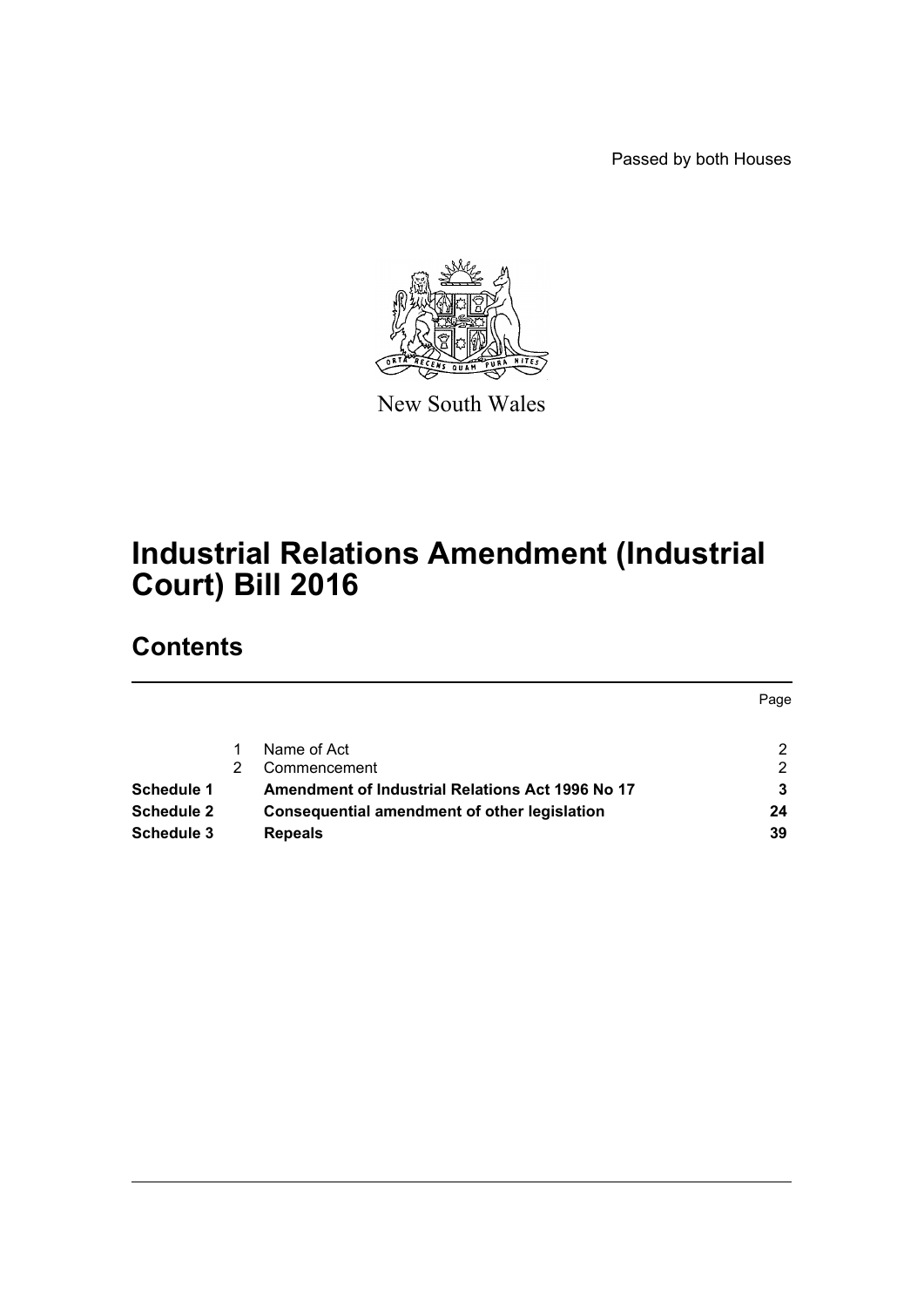Passed by both Houses

New South Wales

# Industrial Relations Amendment (Industrial Court) Bill 2016

## Contents

| | | | Page |
|---|---|---|---|
| | 1 | Name of Act | 2 |
| | 2 | Commencement | 2 |
| **Schedule 1** | | **Amendment of Industrial Relations Act 1996 No 17** | **3** |
| **Schedule 2** | | **Consequential amendment of other legislation** | **24** |
| **Schedule 3** | | **Repeals** | **39** |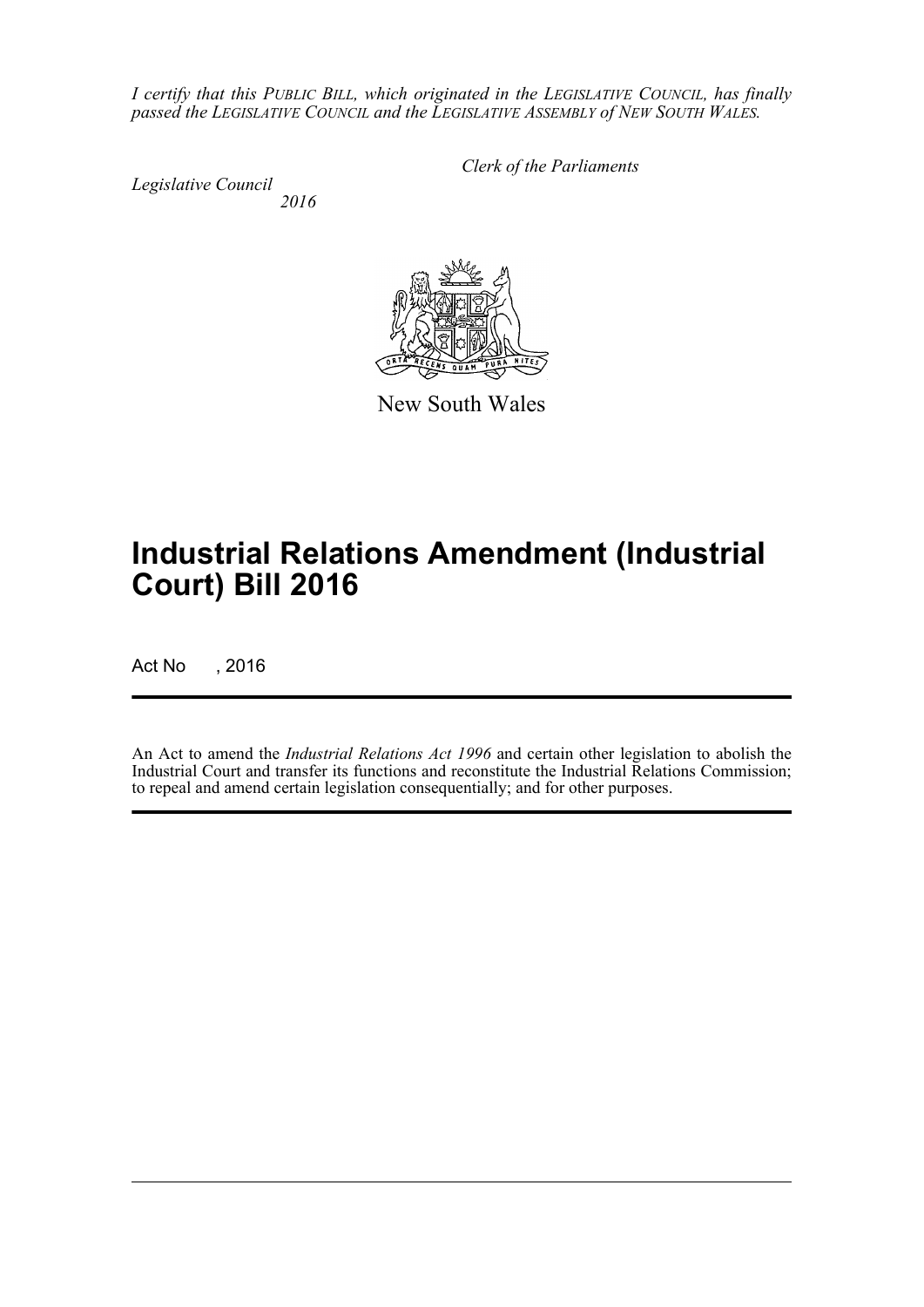*I certify that this PUBLIC BILL, which originated in the LEGISLATIVE COUNCIL, has finally passed the LEGISLATIVE COUNCIL and the LEGISLATIVE ASSEMBLY of NEW SOUTH WALES.*

*Clerk of the Parliaments*

*Legislative Council*
*2016*

New South Wales

# Industrial Relations Amendment (Industrial Court) Bill 2016

Act No , 2016

An Act to amend the *Industrial Relations Act 1996* and certain other legislation to abolish the Industrial Court and transfer its functions and reconstitute the Industrial Relations Commission; to repeal and amend certain legislation consequentially; and for other purposes.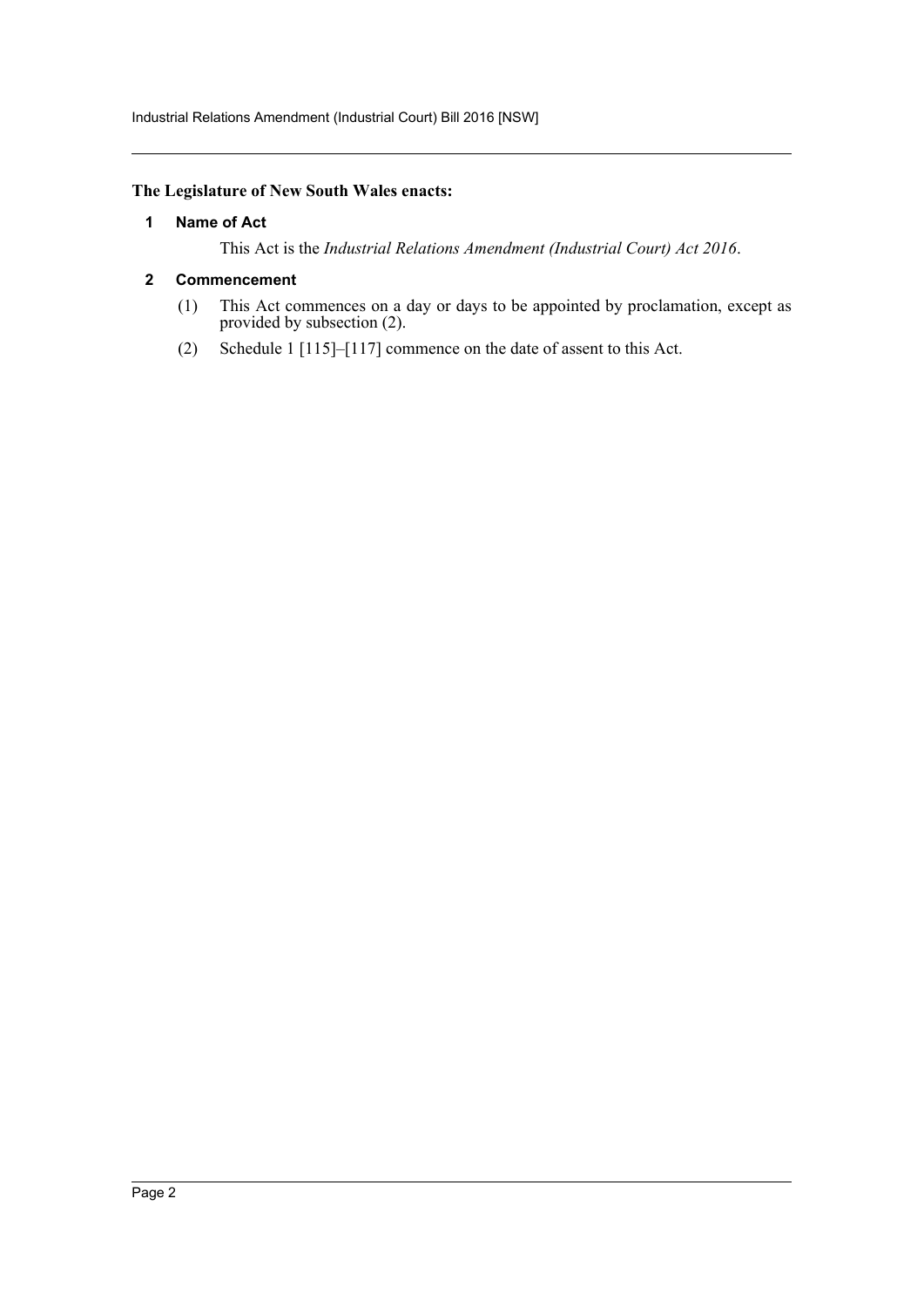**The Legislature of New South Wales enacts:**

## 1 Name of Act

This Act is the *Industrial Relations Amendment (Industrial Court) Act 2016*.

## 2 Commencement

(1) This Act commences on a day or days to be appointed by proclamation, except as provided by subsection (2).

(2) Schedule 1 [115]–[117] commence on the date of assent to this Act.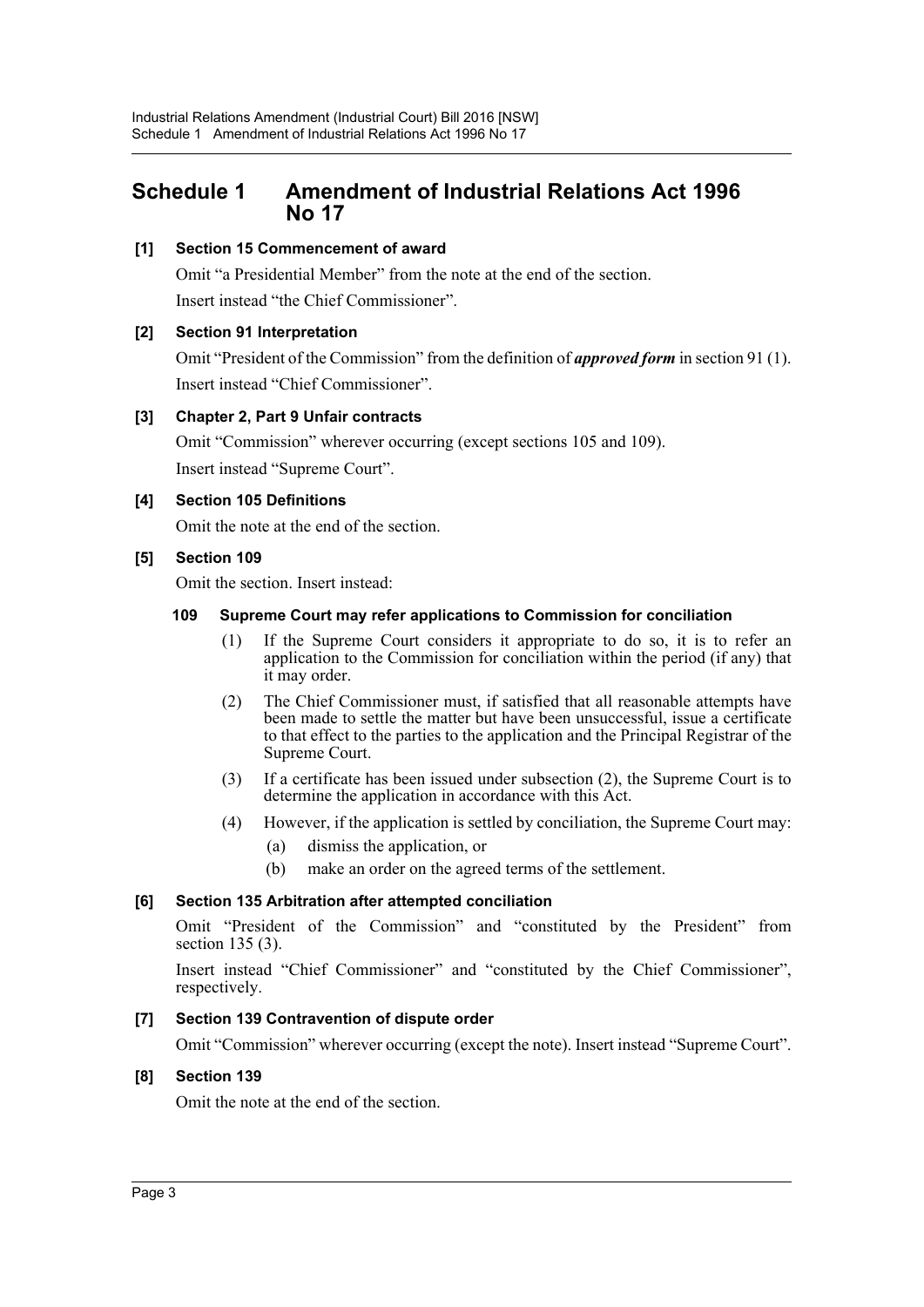# Schedule 1 Amendment of Industrial Relations Act 1996 No 17

**[1] Section 15 Commencement of award**

Omit "a Presidential Member" from the note at the end of the section.

Insert instead "the Chief Commissioner".

**[2] Section 91 Interpretation**

Omit "President of the Commission" from the definition of ***approved form*** in section 91 (1).

Insert instead "Chief Commissioner".

**[3] Chapter 2, Part 9 Unfair contracts**

Omit "Commission" wherever occurring (except sections 105 and 109).

Insert instead "Supreme Court".

**[4] Section 105 Definitions**

Omit the note at the end of the section.

**[5] Section 109**

Omit the section. Insert instead:

**109 Supreme Court may refer applications to Commission for conciliation**

(1) If the Supreme Court considers it appropriate to do so, it is to refer an application to the Commission for conciliation within the period (if any) that it may order.

(2) The Chief Commissioner must, if satisfied that all reasonable attempts have been made to settle the matter but have been unsuccessful, issue a certificate to that effect to the parties to the application and the Principal Registrar of the Supreme Court.

(3) If a certificate has been issued under subsection (2), the Supreme Court is to determine the application in accordance with this Act.

(4) However, if the application is settled by conciliation, the Supreme Court may:

(a) dismiss the application, or

(b) make an order on the agreed terms of the settlement.

**[6] Section 135 Arbitration after attempted conciliation**

Omit "President of the Commission" and "constituted by the President" from section 135 (3).

Insert instead "Chief Commissioner" and "constituted by the Chief Commissioner", respectively.

**[7] Section 139 Contravention of dispute order**

Omit "Commission" wherever occurring (except the note). Insert instead "Supreme Court".

**[8] Section 139**

Omit the note at the end of the section.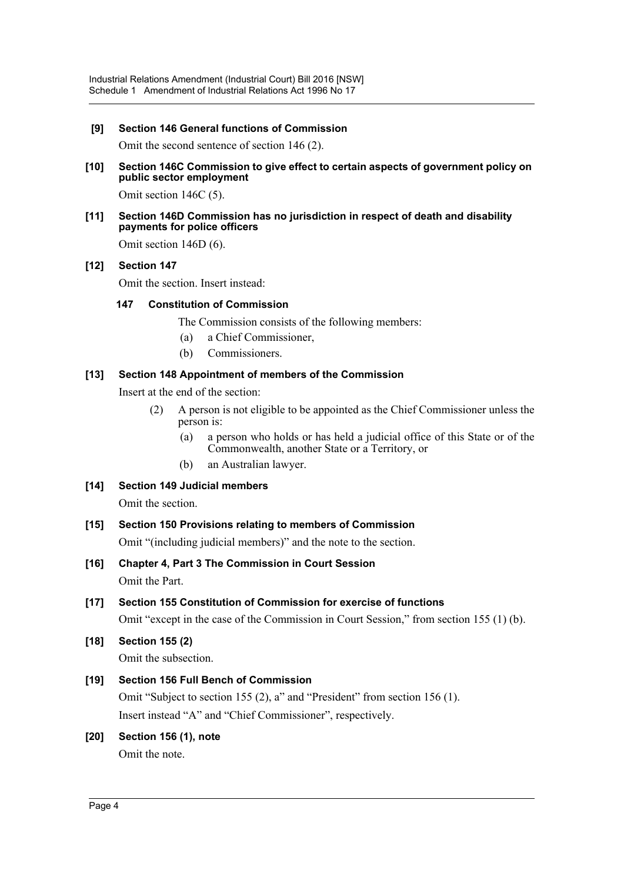**[9] Section 146 General functions of Commission**

Omit the second sentence of section 146 (2).

**[10] Section 146C Commission to give effect to certain aspects of government policy on public sector employment**

Omit section 146C (5).

**[11] Section 146D Commission has no jurisdiction in respect of death and disability payments for police officers**

Omit section 146D (6).

**[12] Section 147**

Omit the section. Insert instead:

**147 Constitution of Commission**

The Commission consists of the following members:

(a) a Chief Commissioner,

(b) Commissioners.

**[13] Section 148 Appointment of members of the Commission**

Insert at the end of the section:

(2) A person is not eligible to be appointed as the Chief Commissioner unless the person is:

(a) a person who holds or has held a judicial office of this State or of the Commonwealth, another State or a Territory, or

(b) an Australian lawyer.

**[14] Section 149 Judicial members**

Omit the section.

**[15] Section 150 Provisions relating to members of Commission**

Omit "(including judicial members)" and the note to the section.

**[16] Chapter 4, Part 3 The Commission in Court Session**

Omit the Part.

**[17] Section 155 Constitution of Commission for exercise of functions**

Omit "except in the case of the Commission in Court Session," from section 155 (1) (b).

**[18] Section 155 (2)**

Omit the subsection.

**[19] Section 156 Full Bench of Commission**

Omit "Subject to section 155 (2), a" and "President" from section 156 (1).

Insert instead "A" and "Chief Commissioner", respectively.

**[20] Section 156 (1), note**

Omit the note.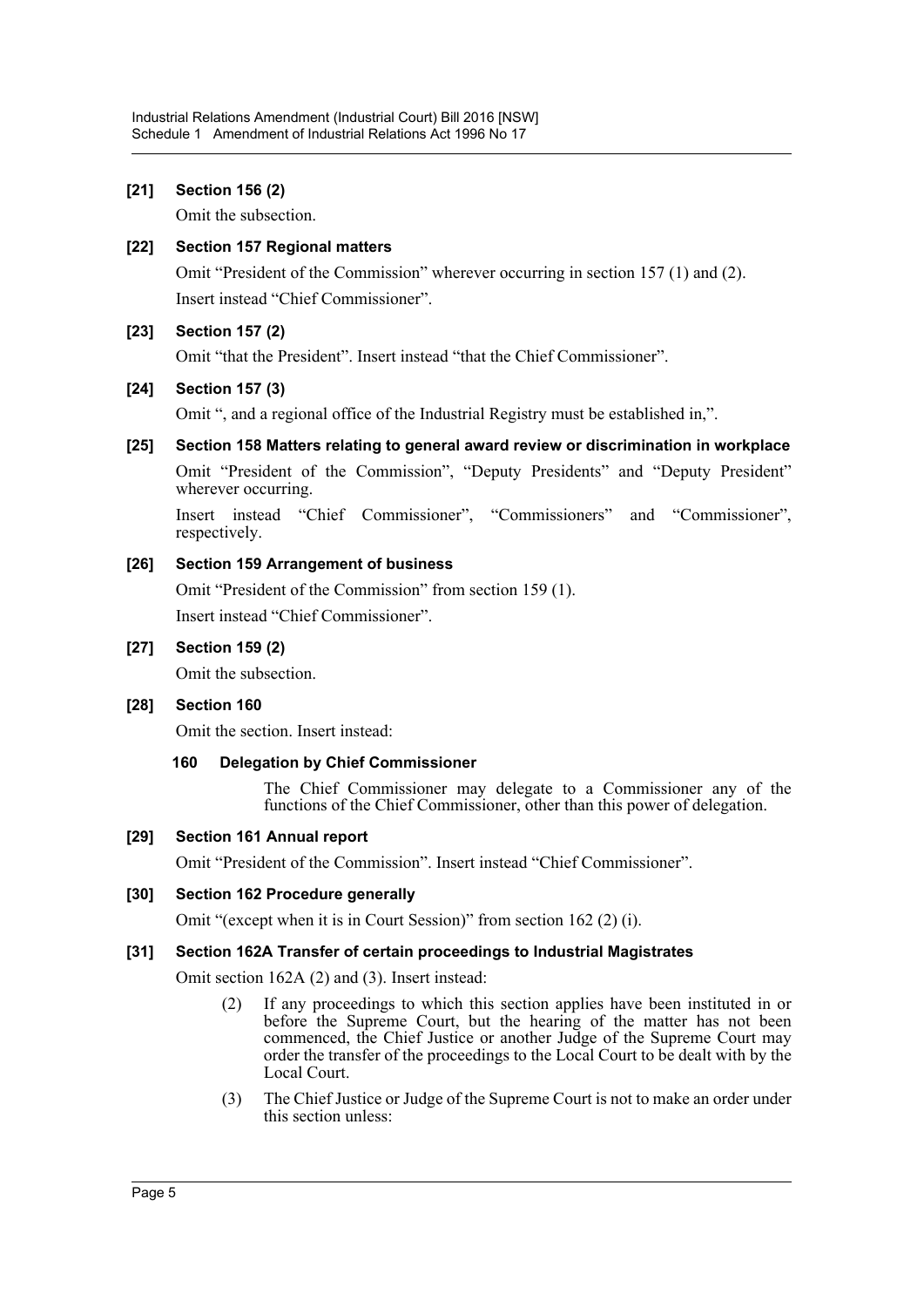**[21] Section 156 (2)**

Omit the subsection.

**[22] Section 157 Regional matters**

Omit "President of the Commission" wherever occurring in section 157 (1) and (2).

Insert instead "Chief Commissioner".

**[23] Section 157 (2)**

Omit "that the President". Insert instead "that the Chief Commissioner".

**[24] Section 157 (3)**

Omit ", and a regional office of the Industrial Registry must be established in,".

**[25] Section 158 Matters relating to general award review or discrimination in workplace**

Omit "President of the Commission", "Deputy Presidents" and "Deputy President" wherever occurring.

Insert instead "Chief Commissioner", "Commissioners" and "Commissioner", respectively.

**[26] Section 159 Arrangement of business**

Omit "President of the Commission" from section 159 (1).

Insert instead "Chief Commissioner".

**[27] Section 159 (2)**

Omit the subsection.

**[28] Section 160**

Omit the section. Insert instead:

**160 Delegation by Chief Commissioner**

The Chief Commissioner may delegate to a Commissioner any of the functions of the Chief Commissioner, other than this power of delegation.

**[29] Section 161 Annual report**

Omit "President of the Commission". Insert instead "Chief Commissioner".

**[30] Section 162 Procedure generally**

Omit "(except when it is in Court Session)" from section 162 (2) (i).

**[31] Section 162A Transfer of certain proceedings to Industrial Magistrates**

Omit section 162A (2) and (3). Insert instead:

(2) If any proceedings to which this section applies have been instituted in or before the Supreme Court, but the hearing of the matter has not been commenced, the Chief Justice or another Judge of the Supreme Court may order the transfer of the proceedings to the Local Court to be dealt with by the Local Court.

(3) The Chief Justice or Judge of the Supreme Court is not to make an order under this section unless: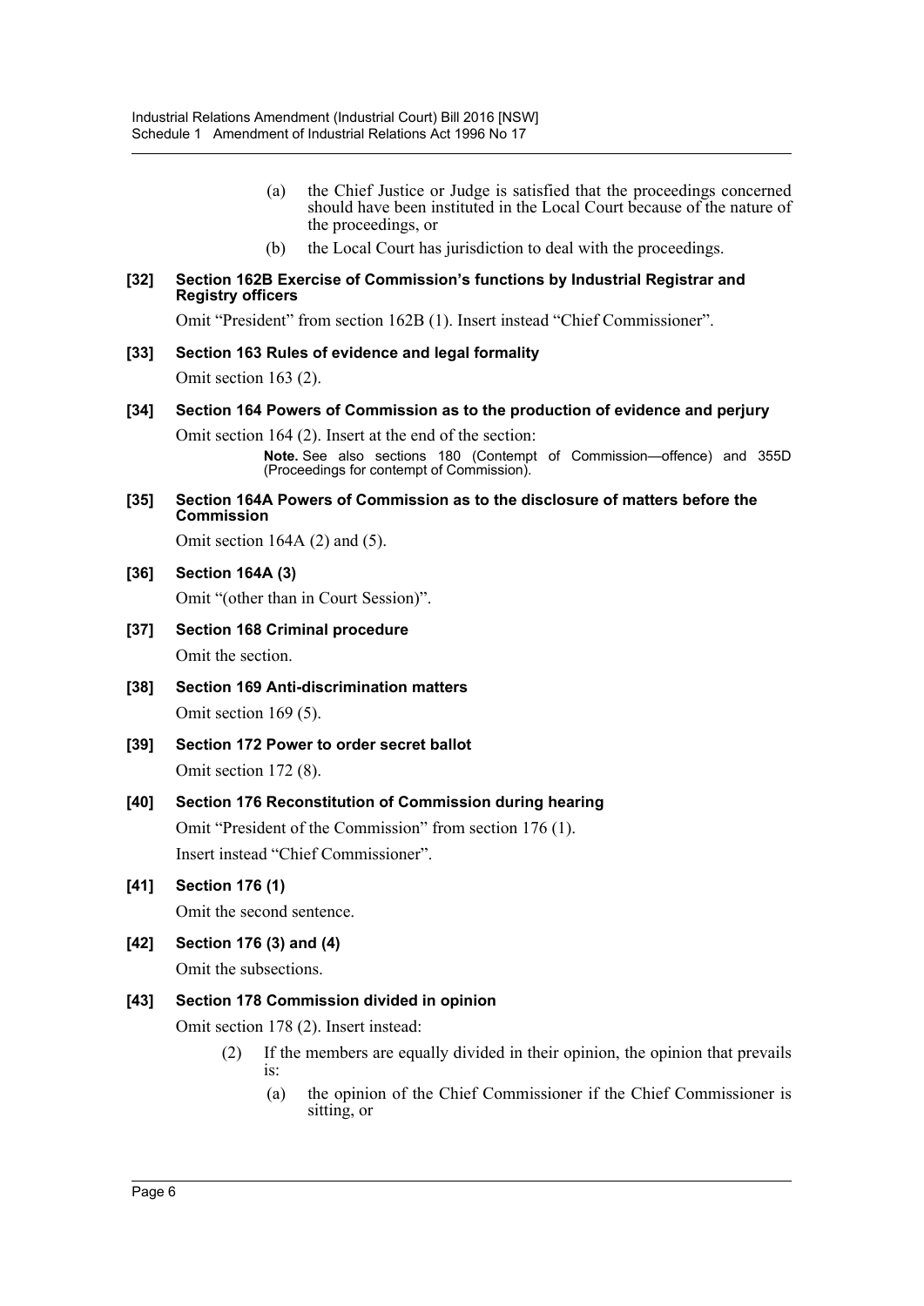(a) the Chief Justice or Judge is satisfied that the proceedings concerned should have been instituted in the Local Court because of the nature of the proceedings, or

(b) the Local Court has jurisdiction to deal with the proceedings.

**[32] Section 162B Exercise of Commission's functions by Industrial Registrar and Registry officers**

Omit "President" from section 162B (1). Insert instead "Chief Commissioner".

**[33] Section 163 Rules of evidence and legal formality**

Omit section 163 (2).

**[34] Section 164 Powers of Commission as to the production of evidence and perjury**

Omit section 164 (2). Insert at the end of the section:

**Note.** See also sections 180 (Contempt of Commission—offence) and 355D (Proceedings for contempt of Commission).

**[35] Section 164A Powers of Commission as to the disclosure of matters before the Commission**

Omit section 164A (2) and (5).

**[36] Section 164A (3)**

Omit "(other than in Court Session)".

**[37] Section 168 Criminal procedure**

Omit the section.

**[38] Section 169 Anti-discrimination matters**

Omit section 169 (5).

**[39] Section 172 Power to order secret ballot**

Omit section 172 (8).

**[40] Section 176 Reconstitution of Commission during hearing**

Omit "President of the Commission" from section 176 (1).

Insert instead "Chief Commissioner".

**[41] Section 176 (1)**

Omit the second sentence.

**[42] Section 176 (3) and (4)**

Omit the subsections.

**[43] Section 178 Commission divided in opinion**

Omit section 178 (2). Insert instead:

(2) If the members are equally divided in their opinion, the opinion that prevails is:

(a) the opinion of the Chief Commissioner if the Chief Commissioner is sitting, or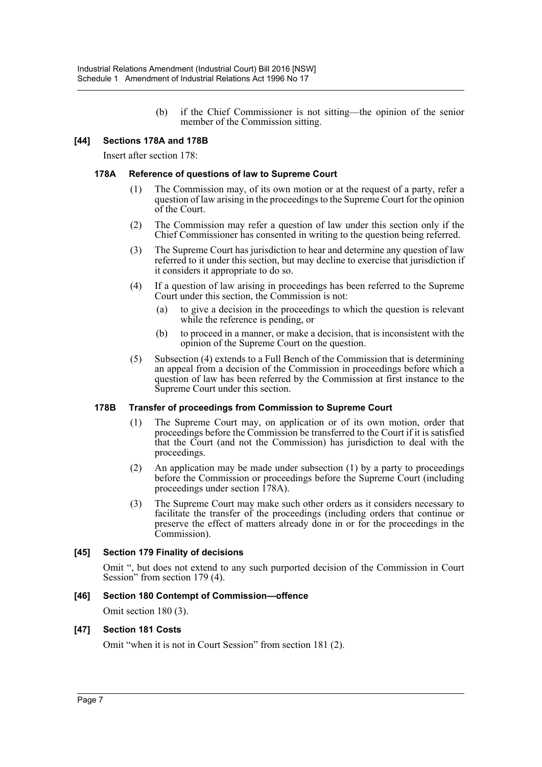(b) if the Chief Commissioner is not sitting—the opinion of the senior member of the Commission sitting.

### [44] Sections 178A and 178B

Insert after section 178:

#### 178A Reference of questions of law to Supreme Court

(1) The Commission may, of its own motion or at the request of a party, refer a question of law arising in the proceedings to the Supreme Court for the opinion of the Court.

(2) The Commission may refer a question of law under this section only if the Chief Commissioner has consented in writing to the question being referred.

(3) The Supreme Court has jurisdiction to hear and determine any question of law referred to it under this section, but may decline to exercise that jurisdiction if it considers it appropriate to do so.

(4) If a question of law arising in proceedings has been referred to the Supreme Court under this section, the Commission is not:

(a) to give a decision in the proceedings to which the question is relevant while the reference is pending, or

(b) to proceed in a manner, or make a decision, that is inconsistent with the opinion of the Supreme Court on the question.

(5) Subsection (4) extends to a Full Bench of the Commission that is determining an appeal from a decision of the Commission in proceedings before which a question of law has been referred by the Commission at first instance to the Supreme Court under this section.

#### 178B Transfer of proceedings from Commission to Supreme Court

(1) The Supreme Court may, on application or of its own motion, order that proceedings before the Commission be transferred to the Court if it is satisfied that the Court (and not the Commission) has jurisdiction to deal with the proceedings.

(2) An application may be made under subsection (1) by a party to proceedings before the Commission or proceedings before the Supreme Court (including proceedings under section 178A).

(3) The Supreme Court may make such other orders as it considers necessary to facilitate the transfer of the proceedings (including orders that continue or preserve the effect of matters already done in or for the proceedings in the Commission).

### [45] Section 179 Finality of decisions

Omit ", but does not extend to any such purported decision of the Commission in Court Session" from section 179 (4).

### [46] Section 180 Contempt of Commission—offence

Omit section 180 (3).

### [47] Section 181 Costs

Omit "when it is not in Court Session" from section 181 (2).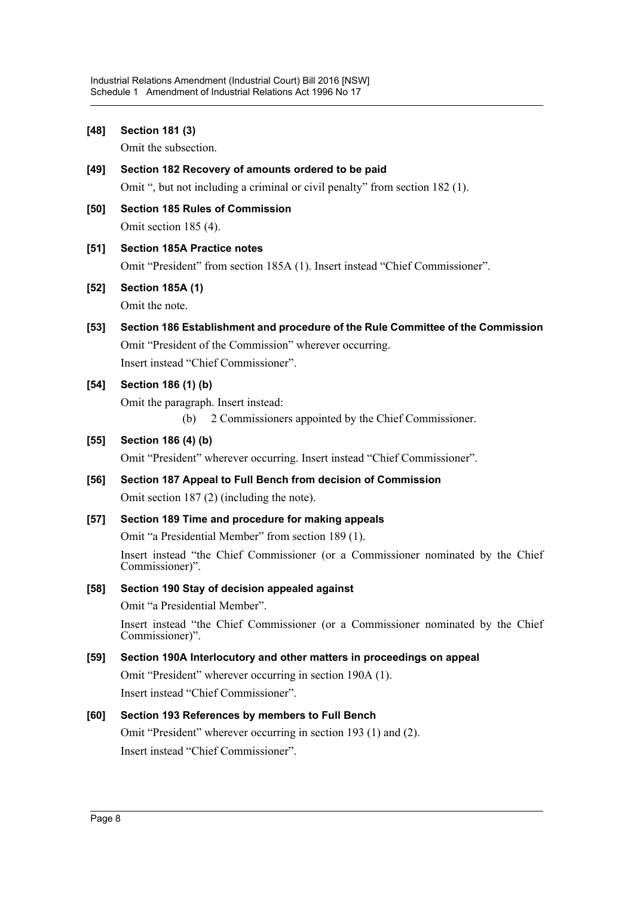**[48] Section 181 (3)**

Omit the subsection.

**[49] Section 182 Recovery of amounts ordered to be paid**

Omit ", but not including a criminal or civil penalty" from section 182 (1).

**[50] Section 185 Rules of Commission**

Omit section 185 (4).

**[51] Section 185A Practice notes**

Omit "President" from section 185A (1). Insert instead "Chief Commissioner".

**[52] Section 185A (1)**

Omit the note.

**[53] Section 186 Establishment and procedure of the Rule Committee of the Commission**

Omit "President of the Commission" wherever occurring.

Insert instead "Chief Commissioner".

**[54] Section 186 (1) (b)**

Omit the paragraph. Insert instead:

(b) 2 Commissioners appointed by the Chief Commissioner.

**[55] Section 186 (4) (b)**

Omit "President" wherever occurring. Insert instead "Chief Commissioner".

**[56] Section 187 Appeal to Full Bench from decision of Commission**

Omit section 187 (2) (including the note).

**[57] Section 189 Time and procedure for making appeals**

Omit "a Presidential Member" from section 189 (1).

Insert instead "the Chief Commissioner (or a Commissioner nominated by the Chief Commissioner)".

**[58] Section 190 Stay of decision appealed against**

Omit "a Presidential Member".

Insert instead "the Chief Commissioner (or a Commissioner nominated by the Chief Commissioner)".

**[59] Section 190A Interlocutory and other matters in proceedings on appeal**

Omit "President" wherever occurring in section 190A (1).

Insert instead "Chief Commissioner".

**[60] Section 193 References by members to Full Bench**

Omit "President" wherever occurring in section 193 (1) and (2).

Insert instead "Chief Commissioner".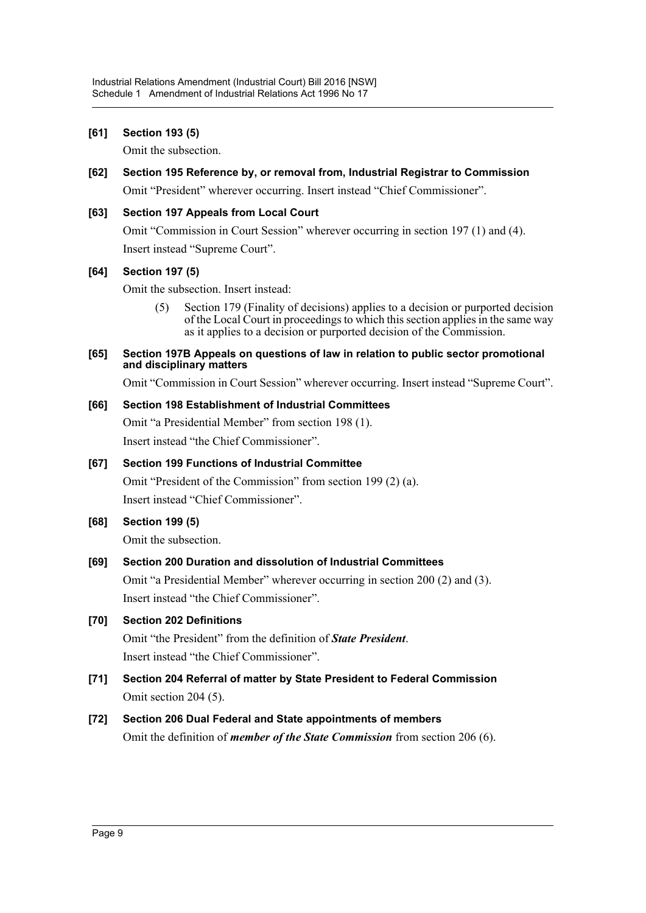**[61] Section 193 (5)**

Omit the subsection.

**[62] Section 195 Reference by, or removal from, Industrial Registrar to Commission**

Omit "President" wherever occurring. Insert instead "Chief Commissioner".

**[63] Section 197 Appeals from Local Court**

Omit "Commission in Court Session" wherever occurring in section 197 (1) and (4).

Insert instead "Supreme Court".

**[64] Section 197 (5)**

Omit the subsection. Insert instead:

> (5) Section 179 (Finality of decisions) applies to a decision or purported decision of the Local Court in proceedings to which this section applies in the same way as it applies to a decision or purported decision of the Commission.

**[65] Section 197B Appeals on questions of law in relation to public sector promotional and disciplinary matters**

Omit "Commission in Court Session" wherever occurring. Insert instead "Supreme Court".

**[66] Section 198 Establishment of Industrial Committees**

Omit "a Presidential Member" from section 198 (1).

Insert instead "the Chief Commissioner".

**[67] Section 199 Functions of Industrial Committee**

Omit "President of the Commission" from section 199 (2) (a).

Insert instead "Chief Commissioner".

**[68] Section 199 (5)**

Omit the subsection.

**[69] Section 200 Duration and dissolution of Industrial Committees**

Omit "a Presidential Member" wherever occurring in section 200 (2) and (3).

Insert instead "the Chief Commissioner".

**[70] Section 202 Definitions**

Omit "the President" from the definition of ***State President***.

Insert instead "the Chief Commissioner".

**[71] Section 204 Referral of matter by State President to Federal Commission**

Omit section 204 (5).

**[72] Section 206 Dual Federal and State appointments of members**

Omit the definition of ***member of the State Commission*** from section 206 (6).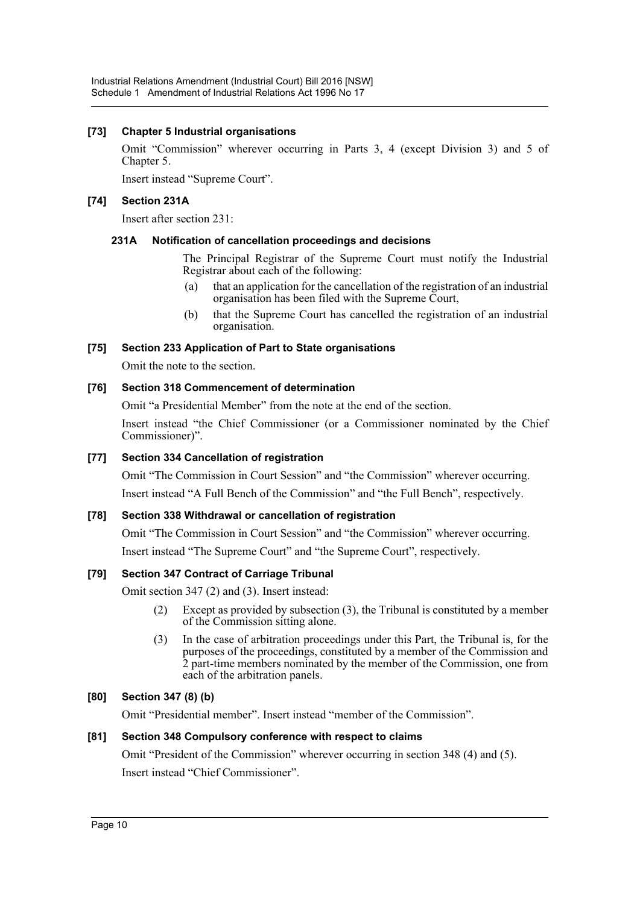### [73] Chapter 5 Industrial organisations

Omit "Commission" wherever occurring in Parts 3, 4 (except Division 3) and 5 of Chapter 5.

Insert instead "Supreme Court".

### [74] Section 231A

Insert after section 231:

#### 231A Notification of cancellation proceedings and decisions

The Principal Registrar of the Supreme Court must notify the Industrial Registrar about each of the following:

- (a) that an application for the cancellation of the registration of an industrial organisation has been filed with the Supreme Court,
- (b) that the Supreme Court has cancelled the registration of an industrial organisation.

### [75] Section 233 Application of Part to State organisations

Omit the note to the section.

### [76] Section 318 Commencement of determination

Omit "a Presidential Member" from the note at the end of the section.

Insert instead "the Chief Commissioner (or a Commissioner nominated by the Chief Commissioner)".

### [77] Section 334 Cancellation of registration

Omit "The Commission in Court Session" and "the Commission" wherever occurring.

Insert instead "A Full Bench of the Commission" and "the Full Bench", respectively.

### [78] Section 338 Withdrawal or cancellation of registration

Omit "The Commission in Court Session" and "the Commission" wherever occurring.

Insert instead "The Supreme Court" and "the Supreme Court", respectively.

### [79] Section 347 Contract of Carriage Tribunal

Omit section 347 (2) and (3). Insert instead:

- (2) Except as provided by subsection (3), the Tribunal is constituted by a member of the Commission sitting alone.
- (3) In the case of arbitration proceedings under this Part, the Tribunal is, for the purposes of the proceedings, constituted by a member of the Commission and 2 part-time members nominated by the member of the Commission, one from each of the arbitration panels.

### [80] Section 347 (8) (b)

Omit "Presidential member". Insert instead "member of the Commission".

### [81] Section 348 Compulsory conference with respect to claims

Omit "President of the Commission" wherever occurring in section 348 (4) and (5).

Insert instead "Chief Commissioner".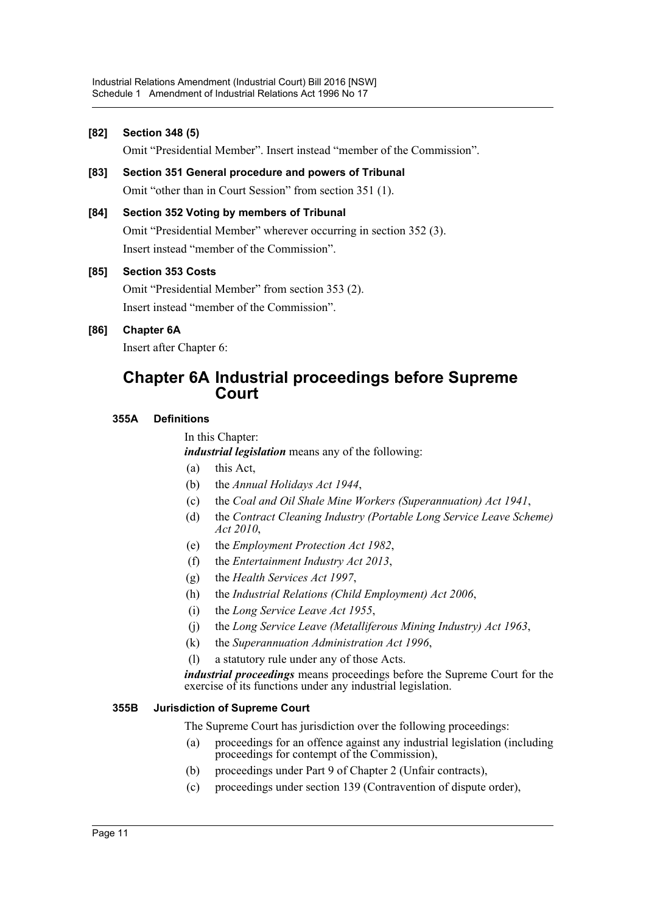**[82] Section 348 (5)**

Omit "Presidential Member". Insert instead "member of the Commission".

**[83] Section 351 General procedure and powers of Tribunal**

Omit "other than in Court Session" from section 351 (1).

**[84] Section 352 Voting by members of Tribunal**

Omit "Presidential Member" wherever occurring in section 352 (3).

Insert instead "member of the Commission".

**[85] Section 353 Costs**

Omit "Presidential Member" from section 353 (2).

Insert instead "member of the Commission".

**[86] Chapter 6A**

Insert after Chapter 6:

# Chapter 6A Industrial proceedings before Supreme Court

### 355A Definitions

In this Chapter:

***industrial legislation*** means any of the following:

(a) this Act,

(b) the *Annual Holidays Act 1944*,

(c) the *Coal and Oil Shale Mine Workers (Superannuation) Act 1941*,

(d) the *Contract Cleaning Industry (Portable Long Service Leave Scheme) Act 2010*,

(e) the *Employment Protection Act 1982*,

(f) the *Entertainment Industry Act 2013*,

(g) the *Health Services Act 1997*,

(h) the *Industrial Relations (Child Employment) Act 2006*,

(i) the *Long Service Leave Act 1955*,

(j) the *Long Service Leave (Metalliferous Mining Industry) Act 1963*,

(k) the *Superannuation Administration Act 1996*,

(l) a statutory rule under any of those Acts.

***industrial proceedings*** means proceedings before the Supreme Court for the exercise of its functions under any industrial legislation.

### 355B Jurisdiction of Supreme Court

The Supreme Court has jurisdiction over the following proceedings:

(a) proceedings for an offence against any industrial legislation (including proceedings for contempt of the Commission),

(b) proceedings under Part 9 of Chapter 2 (Unfair contracts),

(c) proceedings under section 139 (Contravention of dispute order),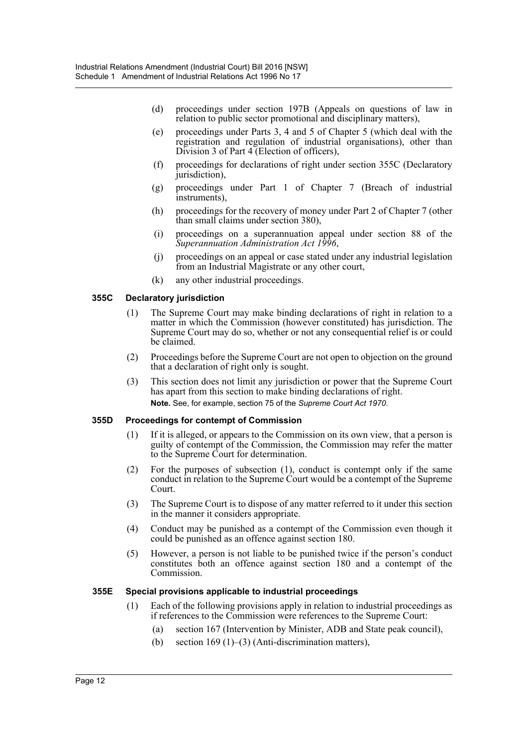(d) proceedings under section 197B (Appeals on questions of law in relation to public sector promotional and disciplinary matters),

(e) proceedings under Parts 3, 4 and 5 of Chapter 5 (which deal with the registration and regulation of industrial organisations), other than Division 3 of Part 4 (Election of officers),

(f) proceedings for declarations of right under section 355C (Declaratory jurisdiction),

(g) proceedings under Part 1 of Chapter 7 (Breach of industrial instruments),

(h) proceedings for the recovery of money under Part 2 of Chapter 7 (other than small claims under section 380),

(i) proceedings on a superannuation appeal under section 88 of the *Superannuation Administration Act 1996*,

(j) proceedings on an appeal or case stated under any industrial legislation from an Industrial Magistrate or any other court,

(k) any other industrial proceedings.

### 355C Declaratory jurisdiction

(1) The Supreme Court may make binding declarations of right in relation to a matter in which the Commission (however constituted) has jurisdiction. The Supreme Court may do so, whether or not any consequential relief is or could be claimed.

(2) Proceedings before the Supreme Court are not open to objection on the ground that a declaration of right only is sought.

(3) This section does not limit any jurisdiction or power that the Supreme Court has apart from this section to make binding declarations of right.

**Note.** See, for example, section 75 of the *Supreme Court Act 1970*.

### 355D Proceedings for contempt of Commission

(1) If it is alleged, or appears to the Commission on its own view, that a person is guilty of contempt of the Commission, the Commission may refer the matter to the Supreme Court for determination.

(2) For the purposes of subsection (1), conduct is contempt only if the same conduct in relation to the Supreme Court would be a contempt of the Supreme Court.

(3) The Supreme Court is to dispose of any matter referred to it under this section in the manner it considers appropriate.

(4) Conduct may be punished as a contempt of the Commission even though it could be punished as an offence against section 180.

(5) However, a person is not liable to be punished twice if the person's conduct constitutes both an offence against section 180 and a contempt of the Commission.

### 355E Special provisions applicable to industrial proceedings

(1) Each of the following provisions apply in relation to industrial proceedings as if references to the Commission were references to the Supreme Court:

(a) section 167 (Intervention by Minister, ADB and State peak council),

(b) section 169 (1)–(3) (Anti-discrimination matters),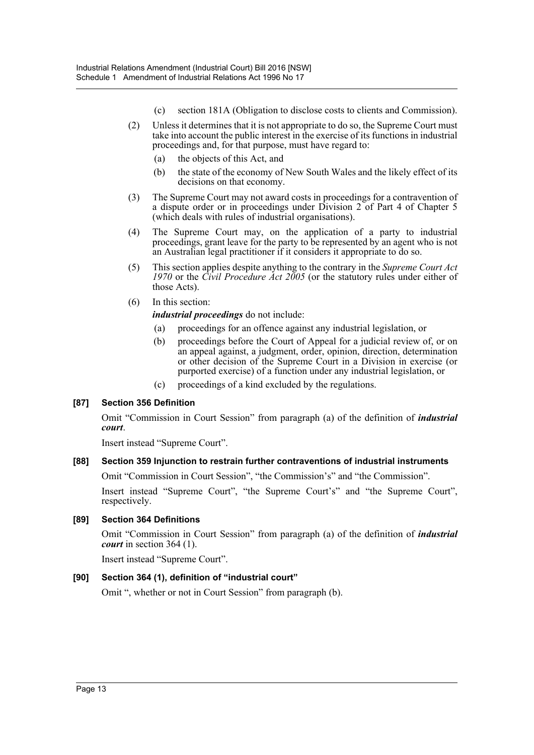(c) section 181A (Obligation to disclose costs to clients and Commission).

(2) Unless it determines that it is not appropriate to do so, the Supreme Court must take into account the public interest in the exercise of its functions in industrial proceedings and, for that purpose, must have regard to:

(a) the objects of this Act, and

(b) the state of the economy of New South Wales and the likely effect of its decisions on that economy.

(3) The Supreme Court may not award costs in proceedings for a contravention of a dispute order or in proceedings under Division 2 of Part 4 of Chapter 5 (which deals with rules of industrial organisations).

(4) The Supreme Court may, on the application of a party to industrial proceedings, grant leave for the party to be represented by an agent who is not an Australian legal practitioner if it considers it appropriate to do so.

(5) This section applies despite anything to the contrary in the *Supreme Court Act 1970* or the *Civil Procedure Act 2005* (or the statutory rules under either of those Acts).

(6) In this section:

***industrial proceedings*** do not include:

(a) proceedings for an offence against any industrial legislation, or

(b) proceedings before the Court of Appeal for a judicial review of, or on an appeal against, a judgment, order, opinion, direction, determination or other decision of the Supreme Court in a Division in exercise (or purported exercise) of a function under any industrial legislation, or

(c) proceedings of a kind excluded by the regulations.

### [87] Section 356 Definition

Omit "Commission in Court Session" from paragraph (a) of the definition of ***industrial court***.

Insert instead "Supreme Court".

### [88] Section 359 Injunction to restrain further contraventions of industrial instruments

Omit "Commission in Court Session", "the Commission's" and "the Commission".

Insert instead "Supreme Court", "the Supreme Court's" and "the Supreme Court", respectively.

### [89] Section 364 Definitions

Omit "Commission in Court Session" from paragraph (a) of the definition of ***industrial court*** in section 364 (1).

Insert instead "Supreme Court".

### [90] Section 364 (1), definition of "industrial court"

Omit ", whether or not in Court Session" from paragraph (b).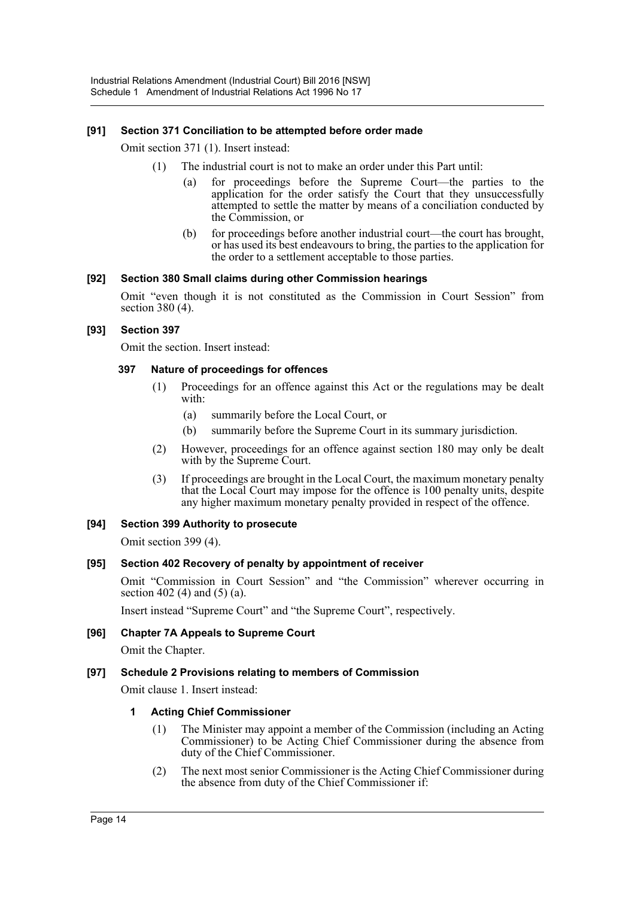**[91] Section 371 Conciliation to be attempted before order made**

Omit section 371 (1). Insert instead:

> (1) The industrial court is not to make an order under this Part until:
>
> > (a) for proceedings before the Supreme Court—the parties to the application for the order satisfy the Court that they unsuccessfully attempted to settle the matter by means of a conciliation conducted by the Commission, or
> >
> > (b) for proceedings before another industrial court—the court has brought, or has used its best endeavours to bring, the parties to the application for the order to a settlement acceptable to those parties.

**[92] Section 380 Small claims during other Commission hearings**

Omit "even though it is not constituted as the Commission in Court Session" from section 380 (4).

**[93] Section 397**

Omit the section. Insert instead:

> **397 Nature of proceedings for offences**
>
> (1) Proceedings for an offence against this Act or the regulations may be dealt with:
>
> > (a) summarily before the Local Court, or
> >
> > (b) summarily before the Supreme Court in its summary jurisdiction.
>
> (2) However, proceedings for an offence against section 180 may only be dealt with by the Supreme Court.
>
> (3) If proceedings are brought in the Local Court, the maximum monetary penalty that the Local Court may impose for the offence is 100 penalty units, despite any higher maximum monetary penalty provided in respect of the offence.

**[94] Section 399 Authority to prosecute**

Omit section 399 (4).

**[95] Section 402 Recovery of penalty by appointment of receiver**

Omit "Commission in Court Session" and "the Commission" wherever occurring in section 402 (4) and (5) (a).

Insert instead "Supreme Court" and "the Supreme Court", respectively.

**[96] Chapter 7A Appeals to Supreme Court**

Omit the Chapter.

**[97] Schedule 2 Provisions relating to members of Commission**

Omit clause 1. Insert instead:

> **1 Acting Chief Commissioner**
>
> (1) The Minister may appoint a member of the Commission (including an Acting Commissioner) to be Acting Chief Commissioner during the absence from duty of the Chief Commissioner.
>
> (2) The next most senior Commissioner is the Acting Chief Commissioner during the absence from duty of the Chief Commissioner if: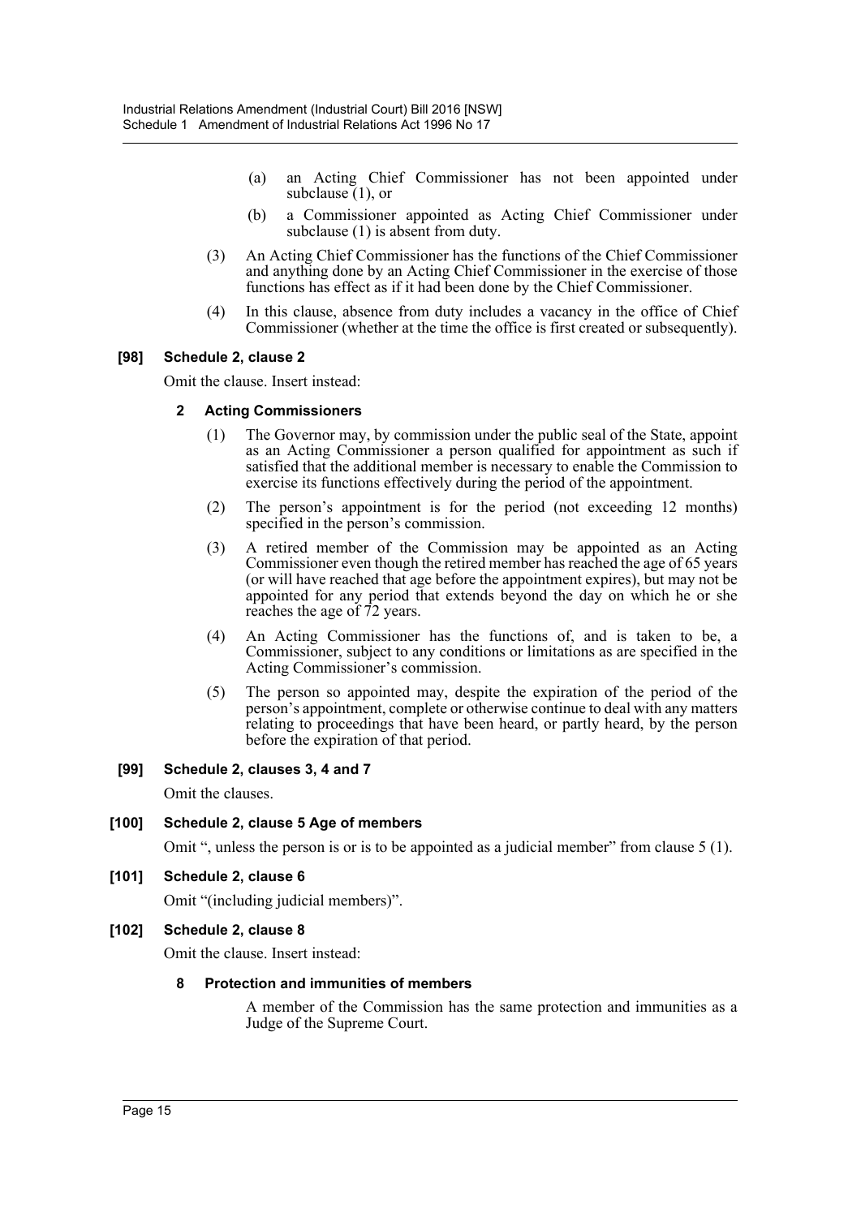(a) an Acting Chief Commissioner has not been appointed under subclause (1), or

(b) a Commissioner appointed as Acting Chief Commissioner under subclause (1) is absent from duty.

(3) An Acting Chief Commissioner has the functions of the Chief Commissioner and anything done by an Acting Chief Commissioner in the exercise of those functions has effect as if it had been done by the Chief Commissioner.

(4) In this clause, absence from duty includes a vacancy in the office of Chief Commissioner (whether at the time the office is first created or subsequently).

**[98] Schedule 2, clause 2**

Omit the clause. Insert instead:

**2 Acting Commissioners**

(1) The Governor may, by commission under the public seal of the State, appoint as an Acting Commissioner a person qualified for appointment as such if satisfied that the additional member is necessary to enable the Commission to exercise its functions effectively during the period of the appointment.

(2) The person's appointment is for the period (not exceeding 12 months) specified in the person's commission.

(3) A retired member of the Commission may be appointed as an Acting Commissioner even though the retired member has reached the age of 65 years (or will have reached that age before the appointment expires), but may not be appointed for any period that extends beyond the day on which he or she reaches the age of 72 years.

(4) An Acting Commissioner has the functions of, and is taken to be, a Commissioner, subject to any conditions or limitations as are specified in the Acting Commissioner's commission.

(5) The person so appointed may, despite the expiration of the period of the person's appointment, complete or otherwise continue to deal with any matters relating to proceedings that have been heard, or partly heard, by the person before the expiration of that period.

**[99] Schedule 2, clauses 3, 4 and 7**

Omit the clauses.

**[100] Schedule 2, clause 5 Age of members**

Omit ", unless the person is or is to be appointed as a judicial member" from clause 5 (1).

**[101] Schedule 2, clause 6**

Omit "(including judicial members)".

**[102] Schedule 2, clause 8**

Omit the clause. Insert instead:

**8 Protection and immunities of members**

A member of the Commission has the same protection and immunities as a Judge of the Supreme Court.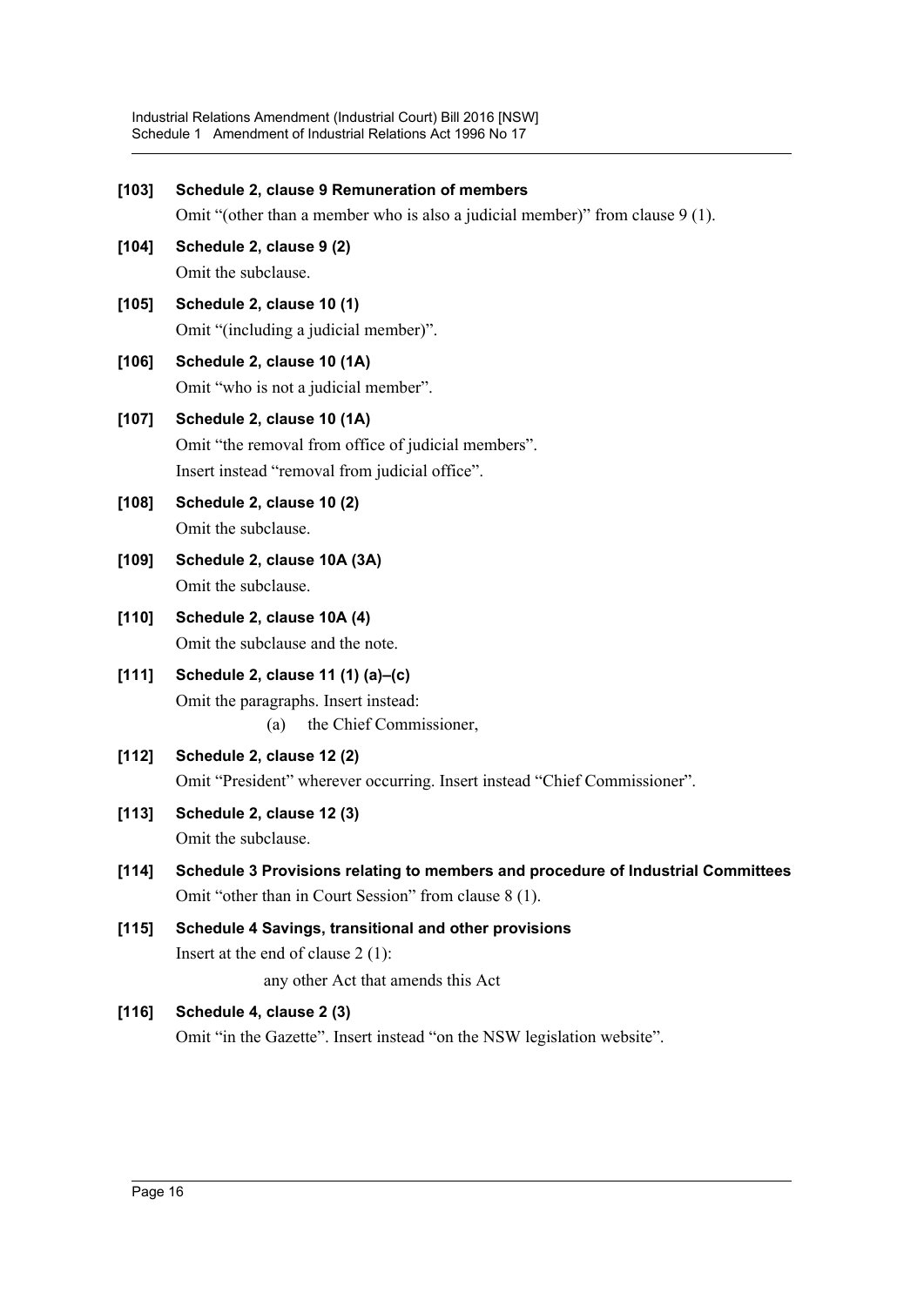**[103] Schedule 2, clause 9 Remuneration of members**

Omit "(other than a member who is also a judicial member)" from clause 9 (1).

**[104] Schedule 2, clause 9 (2)**

Omit the subclause.

**[105] Schedule 2, clause 10 (1)**

Omit "(including a judicial member)".

**[106] Schedule 2, clause 10 (1A)**

Omit "who is not a judicial member".

**[107] Schedule 2, clause 10 (1A)**

Omit "the removal from office of judicial members".

Insert instead "removal from judicial office".

**[108] Schedule 2, clause 10 (2)**

Omit the subclause.

**[109] Schedule 2, clause 10A (3A)**

Omit the subclause.

**[110] Schedule 2, clause 10A (4)**

Omit the subclause and the note.

**[111] Schedule 2, clause 11 (1) (a)–(c)**

Omit the paragraphs. Insert instead:

(a) the Chief Commissioner,

**[112] Schedule 2, clause 12 (2)**

Omit "President" wherever occurring. Insert instead "Chief Commissioner".

**[113] Schedule 2, clause 12 (3)**

Omit the subclause.

**[114] Schedule 3 Provisions relating to members and procedure of Industrial Committees**

Omit "other than in Court Session" from clause 8 (1).

**[115] Schedule 4 Savings, transitional and other provisions**

Insert at the end of clause 2 (1):

any other Act that amends this Act

**[116] Schedule 4, clause 2 (3)**

Omit "in the Gazette". Insert instead "on the NSW legislation website".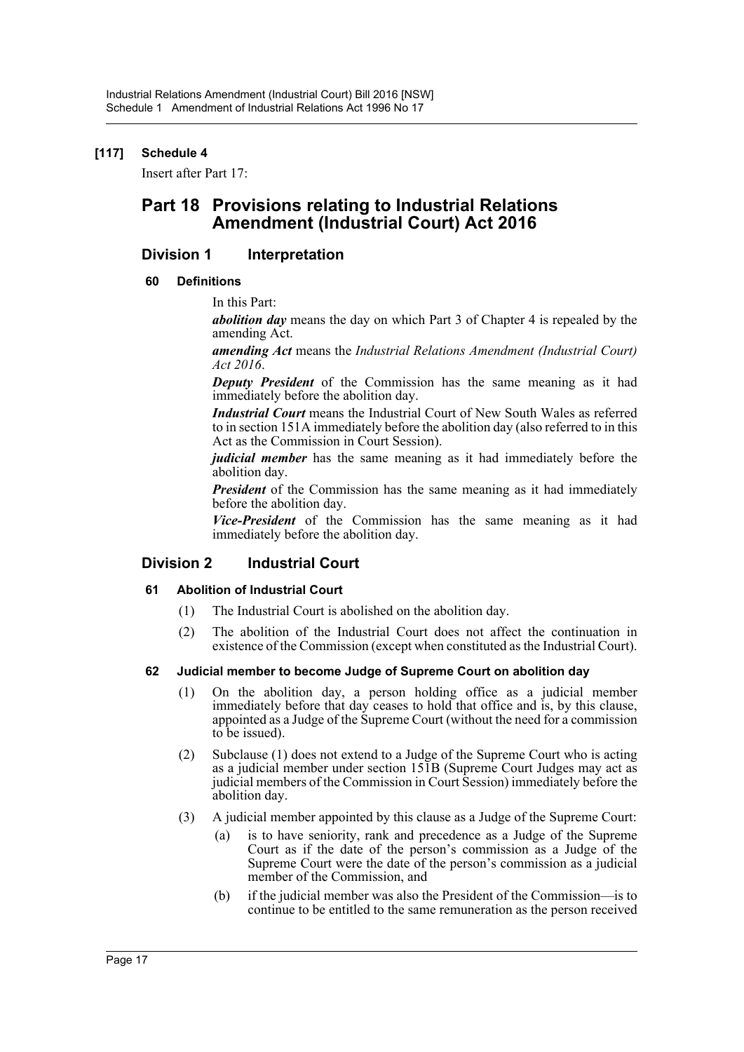**[117] Schedule 4**

Insert after Part 17:

# Part 18 Provisions relating to Industrial Relations Amendment (Industrial Court) Act 2016

## Division 1 Interpretation

### 60 Definitions

In this Part:

***abolition day*** means the day on which Part 3 of Chapter 4 is repealed by the amending Act.

***amending Act*** means the *Industrial Relations Amendment (Industrial Court) Act 2016*.

***Deputy President*** of the Commission has the same meaning as it had immediately before the abolition day.

***Industrial Court*** means the Industrial Court of New South Wales as referred to in section 151A immediately before the abolition day (also referred to in this Act as the Commission in Court Session).

***judicial member*** has the same meaning as it had immediately before the abolition day.

***President*** of the Commission has the same meaning as it had immediately before the abolition day.

***Vice-President*** of the Commission has the same meaning as it had immediately before the abolition day.

## Division 2 Industrial Court

### 61 Abolition of Industrial Court

(1) The Industrial Court is abolished on the abolition day.

(2) The abolition of the Industrial Court does not affect the continuation in existence of the Commission (except when constituted as the Industrial Court).

### 62 Judicial member to become Judge of Supreme Court on abolition day

(1) On the abolition day, a person holding office as a judicial member immediately before that day ceases to hold that office and is, by this clause, appointed as a Judge of the Supreme Court (without the need for a commission to be issued).

(2) Subclause (1) does not extend to a Judge of the Supreme Court who is acting as a judicial member under section 151B (Supreme Court Judges may act as judicial members of the Commission in Court Session) immediately before the abolition day.

(3) A judicial member appointed by this clause as a Judge of the Supreme Court:

- (a) is to have seniority, rank and precedence as a Judge of the Supreme Court as if the date of the person's commission as a Judge of the Supreme Court were the date of the person's commission as a judicial member of the Commission, and
- (b) if the judicial member was also the President of the Commission—is to continue to be entitled to the same remuneration as the person received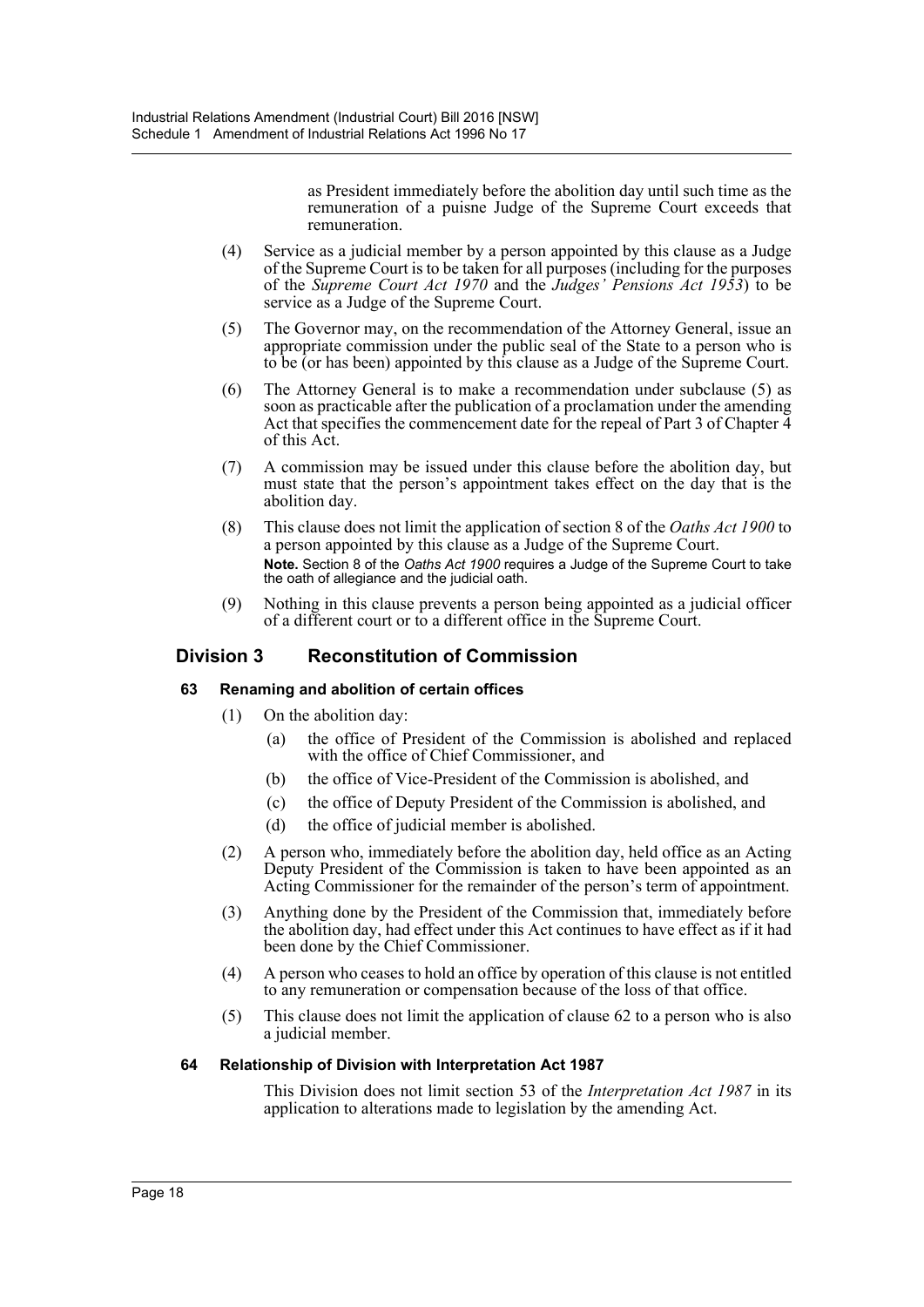as President immediately before the abolition day until such time as the remuneration of a puisne Judge of the Supreme Court exceeds that remuneration.

(4) Service as a judicial member by a person appointed by this clause as a Judge of the Supreme Court is to be taken for all purposes (including for the purposes of the *Supreme Court Act 1970* and the *Judges' Pensions Act 1953*) to be service as a Judge of the Supreme Court.

(5) The Governor may, on the recommendation of the Attorney General, issue an appropriate commission under the public seal of the State to a person who is to be (or has been) appointed by this clause as a Judge of the Supreme Court.

(6) The Attorney General is to make a recommendation under subclause (5) as soon as practicable after the publication of a proclamation under the amending Act that specifies the commencement date for the repeal of Part 3 of Chapter 4 of this Act.

(7) A commission may be issued under this clause before the abolition day, but must state that the person's appointment takes effect on the day that is the abolition day.

(8) This clause does not limit the application of section 8 of the *Oaths Act 1900* to a person appointed by this clause as a Judge of the Supreme Court.

**Note.** Section 8 of the *Oaths Act 1900* requires a Judge of the Supreme Court to take the oath of allegiance and the judicial oath.

(9) Nothing in this clause prevents a person being appointed as a judicial officer of a different court or to a different office in the Supreme Court.

## Division 3 Reconstitution of Commission

### 63 Renaming and abolition of certain offices

(1) On the abolition day:

(a) the office of President of the Commission is abolished and replaced with the office of Chief Commissioner, and

(b) the office of Vice-President of the Commission is abolished, and

(c) the office of Deputy President of the Commission is abolished, and

(d) the office of judicial member is abolished.

(2) A person who, immediately before the abolition day, held office as an Acting Deputy President of the Commission is taken to have been appointed as an Acting Commissioner for the remainder of the person's term of appointment.

(3) Anything done by the President of the Commission that, immediately before the abolition day, had effect under this Act continues to have effect as if it had been done by the Chief Commissioner.

(4) A person who ceases to hold an office by operation of this clause is not entitled to any remuneration or compensation because of the loss of that office.

(5) This clause does not limit the application of clause 62 to a person who is also a judicial member.

### 64 Relationship of Division with Interpretation Act 1987

This Division does not limit section 53 of the *Interpretation Act 1987* in its application to alterations made to legislation by the amending Act.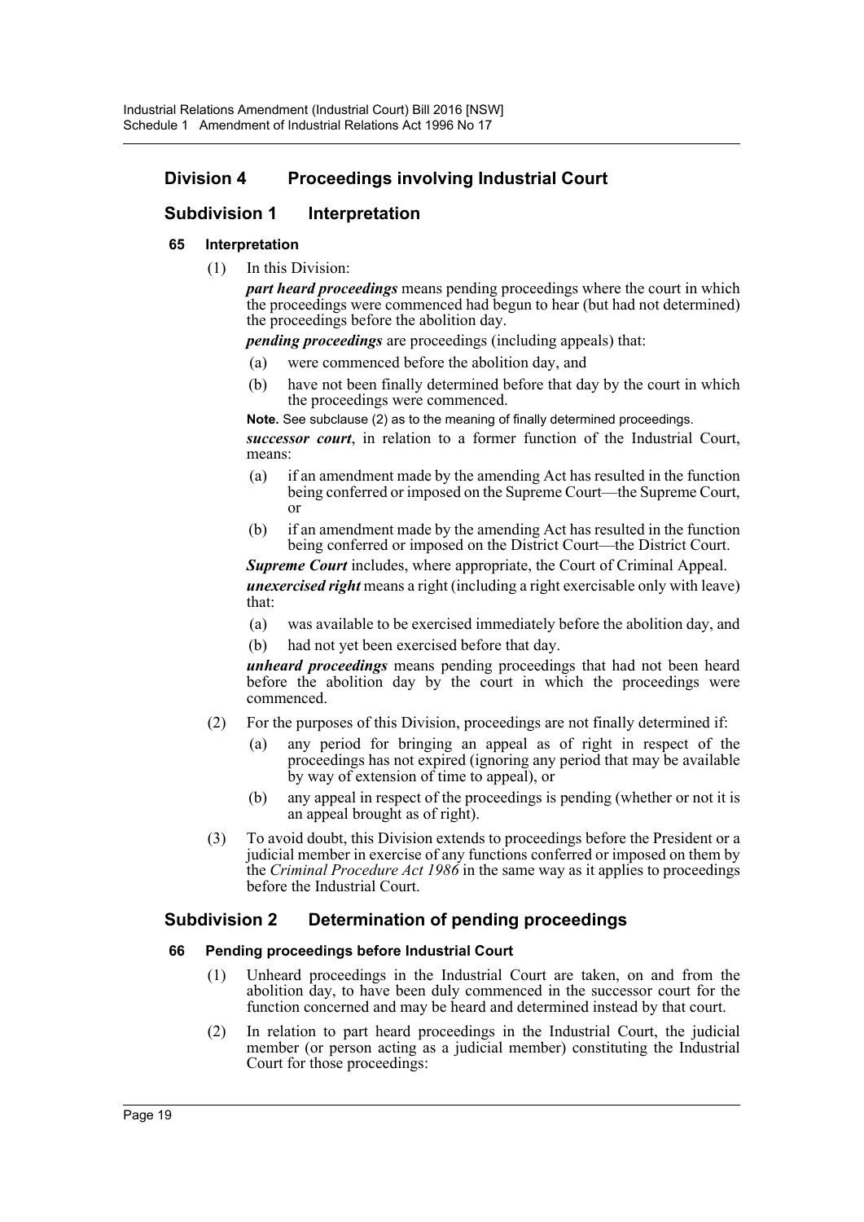## Division 4 Proceedings involving Industrial Court

### Subdivision 1 Interpretation

#### 65 Interpretation

(1) In this Division:

***part heard proceedings*** means pending proceedings where the court in which the proceedings were commenced had begun to hear (but had not determined) the proceedings before the abolition day.

***pending proceedings*** are proceedings (including appeals) that:

- (a) were commenced before the abolition day, and
- (b) have not been finally determined before that day by the court in which the proceedings were commenced.

**Note.** See subclause (2) as to the meaning of finally determined proceedings.

***successor court***, in relation to a former function of the Industrial Court, means:

- (a) if an amendment made by the amending Act has resulted in the function being conferred or imposed on the Supreme Court—the Supreme Court, or
- (b) if an amendment made by the amending Act has resulted in the function being conferred or imposed on the District Court—the District Court.

***Supreme Court*** includes, where appropriate, the Court of Criminal Appeal.

***unexercised right*** means a right (including a right exercisable only with leave) that:

- (a) was available to be exercised immediately before the abolition day, and
- (b) had not yet been exercised before that day.

***unheard proceedings*** means pending proceedings that had not been heard before the abolition day by the court in which the proceedings were commenced.

(2) For the purposes of this Division, proceedings are not finally determined if:

- (a) any period for bringing an appeal as of right in respect of the proceedings has not expired (ignoring any period that may be available by way of extension of time to appeal), or
- (b) any appeal in respect of the proceedings is pending (whether or not it is an appeal brought as of right).

(3) To avoid doubt, this Division extends to proceedings before the President or a judicial member in exercise of any functions conferred or imposed on them by the *Criminal Procedure Act 1986* in the same way as it applies to proceedings before the Industrial Court.

### Subdivision 2 Determination of pending proceedings

#### 66 Pending proceedings before Industrial Court

(1) Unheard proceedings in the Industrial Court are taken, on and from the abolition day, to have been duly commenced in the successor court for the function concerned and may be heard and determined instead by that court.

(2) In relation to part heard proceedings in the Industrial Court, the judicial member (or person acting as a judicial member) constituting the Industrial Court for those proceedings: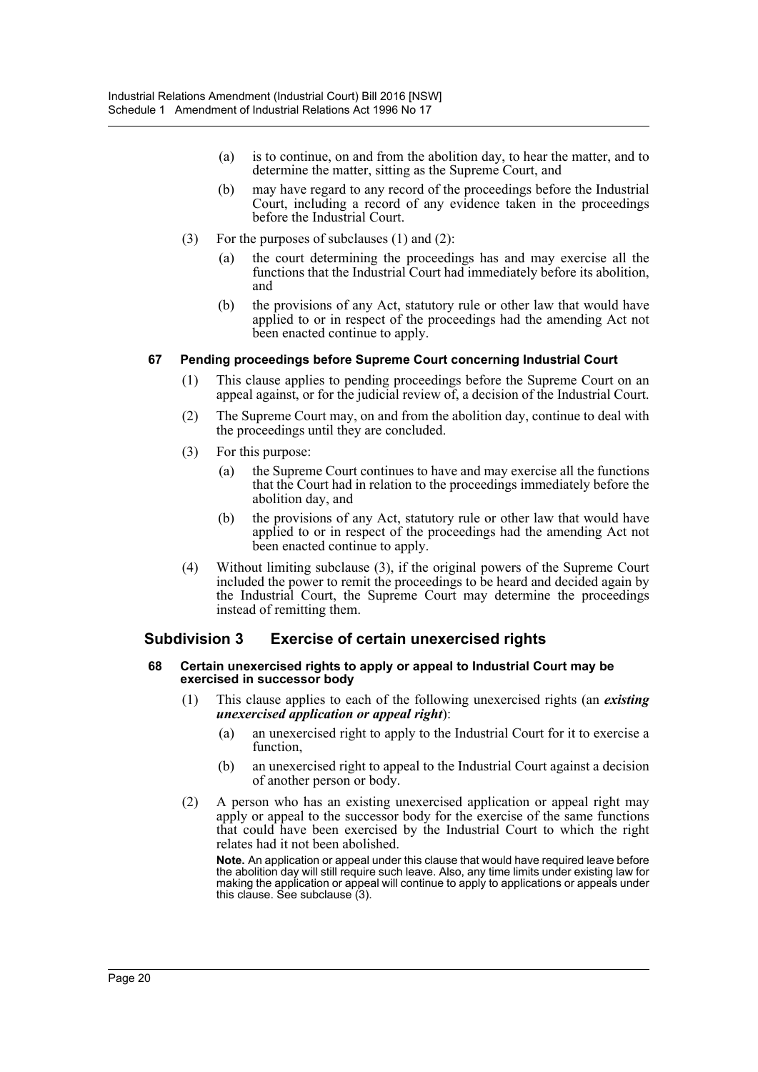(a) is to continue, on and from the abolition day, to hear the matter, and to determine the matter, sitting as the Supreme Court, and

(b) may have regard to any record of the proceedings before the Industrial Court, including a record of any evidence taken in the proceedings before the Industrial Court.

(3) For the purposes of subclauses (1) and (2):

(a) the court determining the proceedings has and may exercise all the functions that the Industrial Court had immediately before its abolition, and

(b) the provisions of any Act, statutory rule or other law that would have applied to or in respect of the proceedings had the amending Act not been enacted continue to apply.

#### 67 Pending proceedings before Supreme Court concerning Industrial Court

(1) This clause applies to pending proceedings before the Supreme Court on an appeal against, or for the judicial review of, a decision of the Industrial Court.

(2) The Supreme Court may, on and from the abolition day, continue to deal with the proceedings until they are concluded.

(3) For this purpose:

(a) the Supreme Court continues to have and may exercise all the functions that the Court had in relation to the proceedings immediately before the abolition day, and

(b) the provisions of any Act, statutory rule or other law that would have applied to or in respect of the proceedings had the amending Act not been enacted continue to apply.

(4) Without limiting subclause (3), if the original powers of the Supreme Court included the power to remit the proceedings to be heard and decided again by the Industrial Court, the Supreme Court may determine the proceedings instead of remitting them.

### Subdivision 3 Exercise of certain unexercised rights

#### 68 Certain unexercised rights to apply or appeal to Industrial Court may be exercised in successor body

(1) This clause applies to each of the following unexercised rights (an ***existing unexercised application or appeal right***):

(a) an unexercised right to apply to the Industrial Court for it to exercise a function,

(b) an unexercised right to appeal to the Industrial Court against a decision of another person or body.

(2) A person who has an existing unexercised application or appeal right may apply or appeal to the successor body for the exercise of the same functions that could have been exercised by the Industrial Court to which the right relates had it not been abolished.

**Note.** An application or appeal under this clause that would have required leave before the abolition day will still require such leave. Also, any time limits under existing law for making the application or appeal will continue to apply to applications or appeals under this clause. See subclause (3).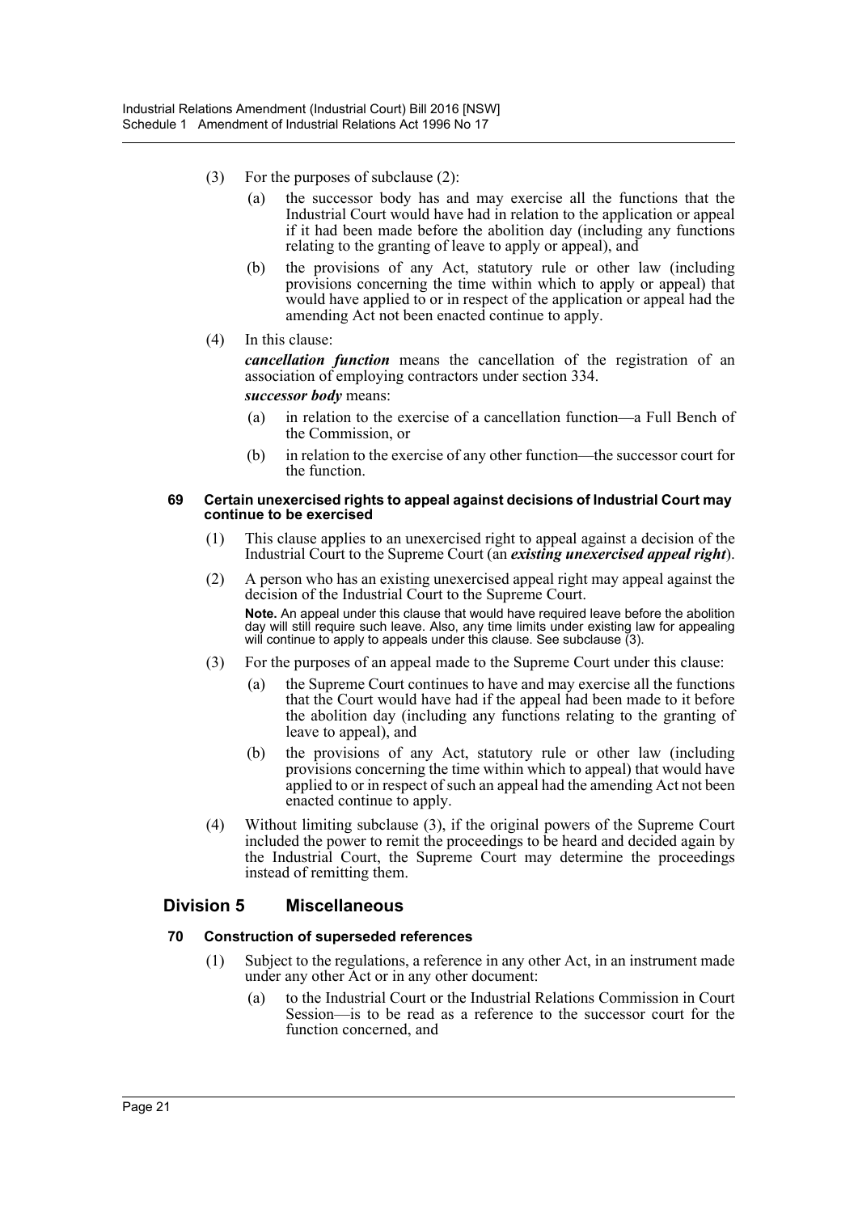(3) For the purposes of subclause (2):

(a) the successor body has and may exercise all the functions that the Industrial Court would have had in relation to the application or appeal if it had been made before the abolition day (including any functions relating to the granting of leave to apply or appeal), and

(b) the provisions of any Act, statutory rule or other law (including provisions concerning the time within which to apply or appeal) that would have applied to or in respect of the application or appeal had the amending Act not been enacted continue to apply.

(4) In this clause:

***cancellation function*** means the cancellation of the registration of an association of employing contractors under section 334.

***successor body*** means:

(a) in relation to the exercise of a cancellation function—a Full Bench of the Commission, or

(b) in relation to the exercise of any other function—the successor court for the function.

#### 69 Certain unexercised rights to appeal against decisions of Industrial Court may continue to be exercised

(1) This clause applies to an unexercised right to appeal against a decision of the Industrial Court to the Supreme Court (an ***existing unexercised appeal right***).

(2) A person who has an existing unexercised appeal right may appeal against the decision of the Industrial Court to the Supreme Court.

**Note.** An appeal under this clause that would have required leave before the abolition day will still require such leave. Also, any time limits under existing law for appealing will continue to apply to appeals under this clause. See subclause (3).

(3) For the purposes of an appeal made to the Supreme Court under this clause:

(a) the Supreme Court continues to have and may exercise all the functions that the Court would have had if the appeal had been made to it before the abolition day (including any functions relating to the granting of leave to appeal), and

(b) the provisions of any Act, statutory rule or other law (including provisions concerning the time within which to appeal) that would have applied to or in respect of such an appeal had the amending Act not been enacted continue to apply.

(4) Without limiting subclause (3), if the original powers of the Supreme Court included the power to remit the proceedings to be heard and decided again by the Industrial Court, the Supreme Court may determine the proceedings instead of remitting them.

### Division 5 Miscellaneous

#### 70 Construction of superseded references

(1) Subject to the regulations, a reference in any other Act, in an instrument made under any other Act or in any other document:

(a) to the Industrial Court or the Industrial Relations Commission in Court Session—is to be read as a reference to the successor court for the function concerned, and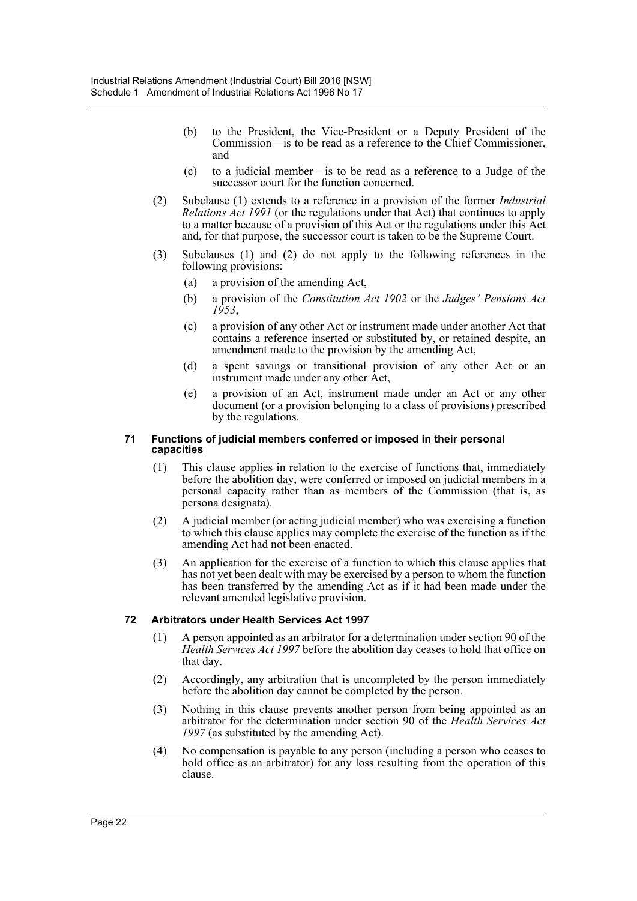(b) to the President, the Vice-President or a Deputy President of the Commission—is to be read as a reference to the Chief Commissioner, and

(c) to a judicial member—is to be read as a reference to a Judge of the successor court for the function concerned.

(2) Subclause (1) extends to a reference in a provision of the former *Industrial Relations Act 1991* (or the regulations under that Act) that continues to apply to a matter because of a provision of this Act or the regulations under this Act and, for that purpose, the successor court is taken to be the Supreme Court.

(3) Subclauses (1) and (2) do not apply to the following references in the following provisions:

(a) a provision of the amending Act,

(b) a provision of the *Constitution Act 1902* or the *Judges' Pensions Act 1953*,

(c) a provision of any other Act or instrument made under another Act that contains a reference inserted or substituted by, or retained despite, an amendment made to the provision by the amending Act,

(d) a spent savings or transitional provision of any other Act or an instrument made under any other Act,

(e) a provision of an Act, instrument made under an Act or any other document (or a provision belonging to a class of provisions) prescribed by the regulations.

#### 71 Functions of judicial members conferred or imposed in their personal capacities

(1) This clause applies in relation to the exercise of functions that, immediately before the abolition day, were conferred or imposed on judicial members in a personal capacity rather than as members of the Commission (that is, as persona designata).

(2) A judicial member (or acting judicial member) who was exercising a function to which this clause applies may complete the exercise of the function as if the amending Act had not been enacted.

(3) An application for the exercise of a function to which this clause applies that has not yet been dealt with may be exercised by a person to whom the function has been transferred by the amending Act as if it had been made under the relevant amended legislative provision.

#### 72 Arbitrators under Health Services Act 1997

(1) A person appointed as an arbitrator for a determination under section 90 of the *Health Services Act 1997* before the abolition day ceases to hold that office on that day.

(2) Accordingly, any arbitration that is uncompleted by the person immediately before the abolition day cannot be completed by the person.

(3) Nothing in this clause prevents another person from being appointed as an arbitrator for the determination under section 90 of the *Health Services Act 1997* (as substituted by the amending Act).

(4) No compensation is payable to any person (including a person who ceases to hold office as an arbitrator) for any loss resulting from the operation of this clause.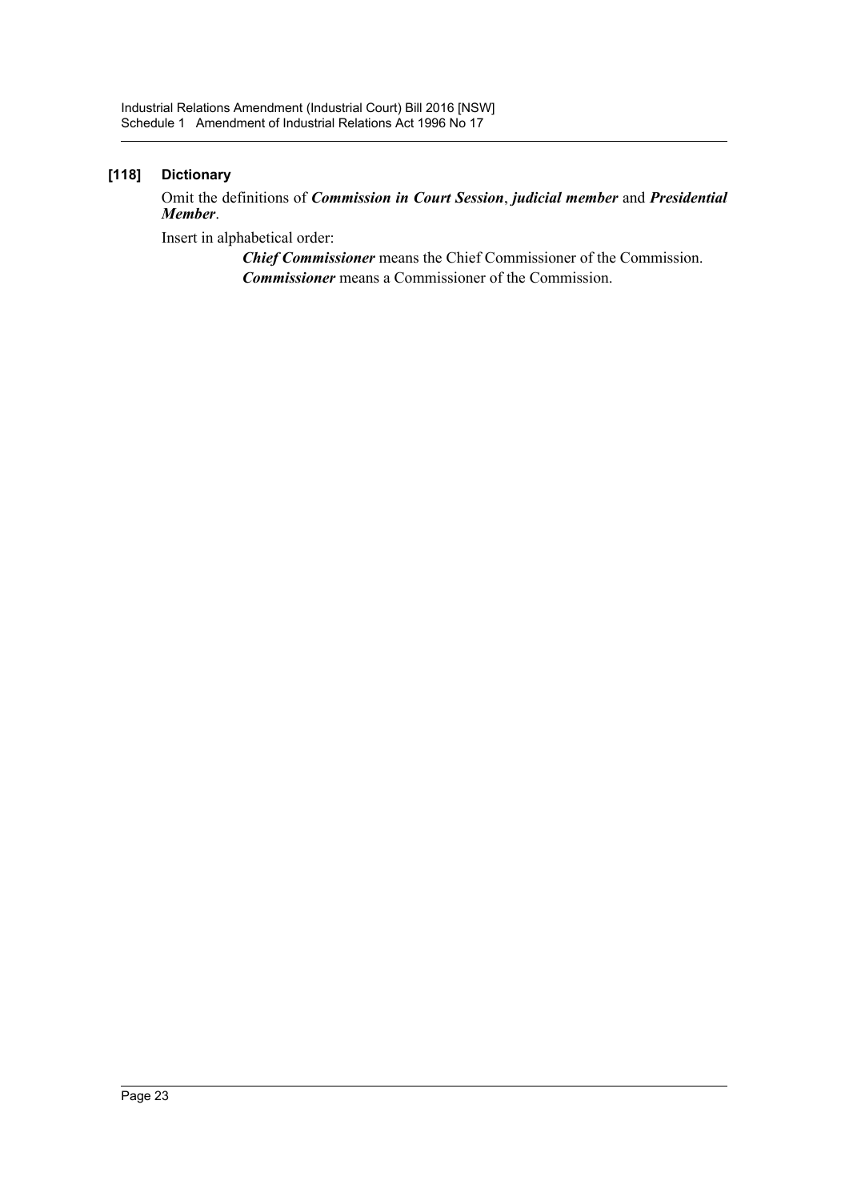### [118] Dictionary

Omit the definitions of ***Commission in Court Session***, ***judicial member*** and ***Presidential Member***.

Insert in alphabetical order:

> ***Chief Commissioner*** means the Chief Commissioner of the Commission.
>
> ***Commissioner*** means a Commissioner of the Commission.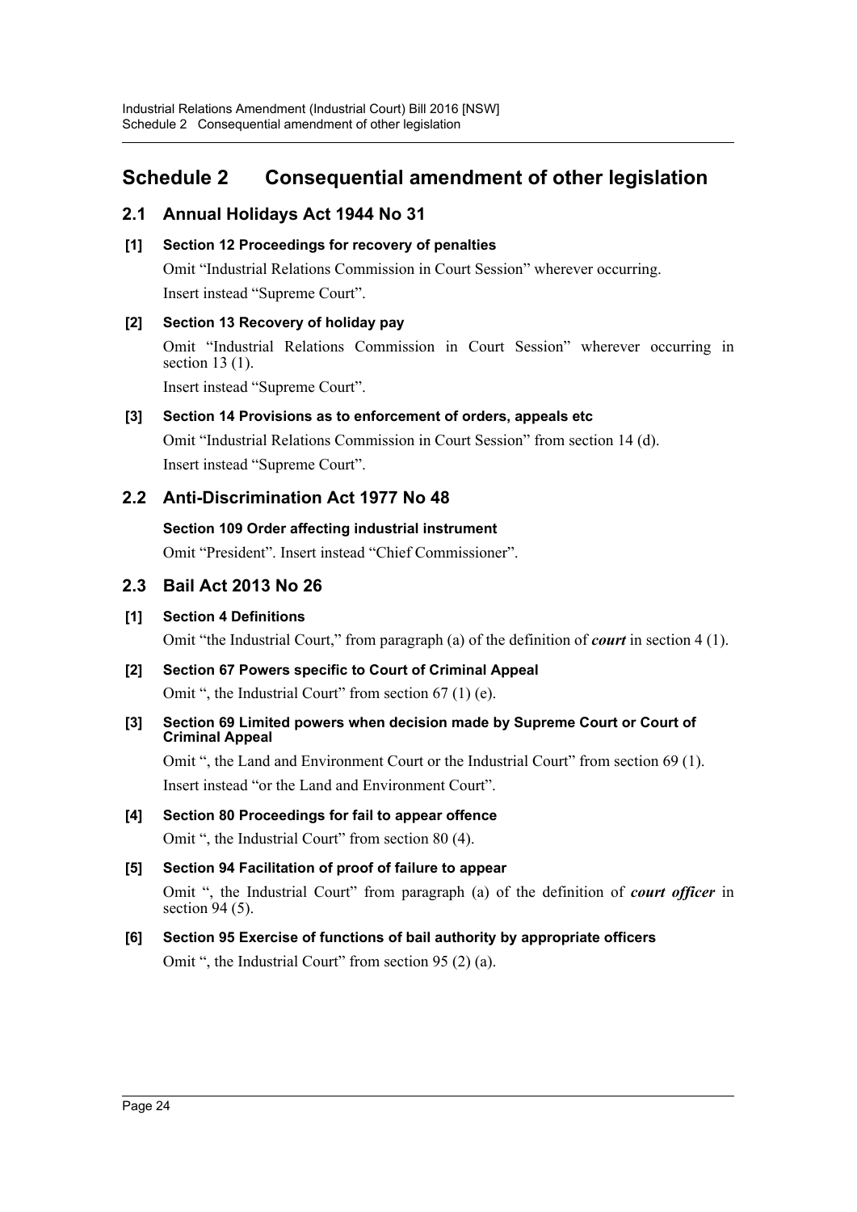# Schedule 2 Consequential amendment of other legislation

## 2.1 Annual Holidays Act 1944 No 31

**[1] Section 12 Proceedings for recovery of penalties**

Omit "Industrial Relations Commission in Court Session" wherever occurring.

Insert instead "Supreme Court".

**[2] Section 13 Recovery of holiday pay**

Omit "Industrial Relations Commission in Court Session" wherever occurring in section 13 (1).

Insert instead "Supreme Court".

**[3] Section 14 Provisions as to enforcement of orders, appeals etc**

Omit "Industrial Relations Commission in Court Session" from section 14 (d).

Insert instead "Supreme Court".

## 2.2 Anti-Discrimination Act 1977 No 48

**Section 109 Order affecting industrial instrument**

Omit "President". Insert instead "Chief Commissioner".

## 2.3 Bail Act 2013 No 26

**[1] Section 4 Definitions**

Omit "the Industrial Court," from paragraph (a) of the definition of ***court*** in section 4 (1).

**[2] Section 67 Powers specific to Court of Criminal Appeal**

Omit ", the Industrial Court" from section 67 (1) (e).

**[3] Section 69 Limited powers when decision made by Supreme Court or Court of Criminal Appeal**

Omit ", the Land and Environment Court or the Industrial Court" from section 69 (1).

Insert instead "or the Land and Environment Court".

**[4] Section 80 Proceedings for fail to appear offence**

Omit ", the Industrial Court" from section 80 (4).

**[5] Section 94 Facilitation of proof of failure to appear**

Omit ", the Industrial Court" from paragraph (a) of the definition of ***court officer*** in section 94 (5).

**[6] Section 95 Exercise of functions of bail authority by appropriate officers**

Omit ", the Industrial Court" from section 95 (2) (a).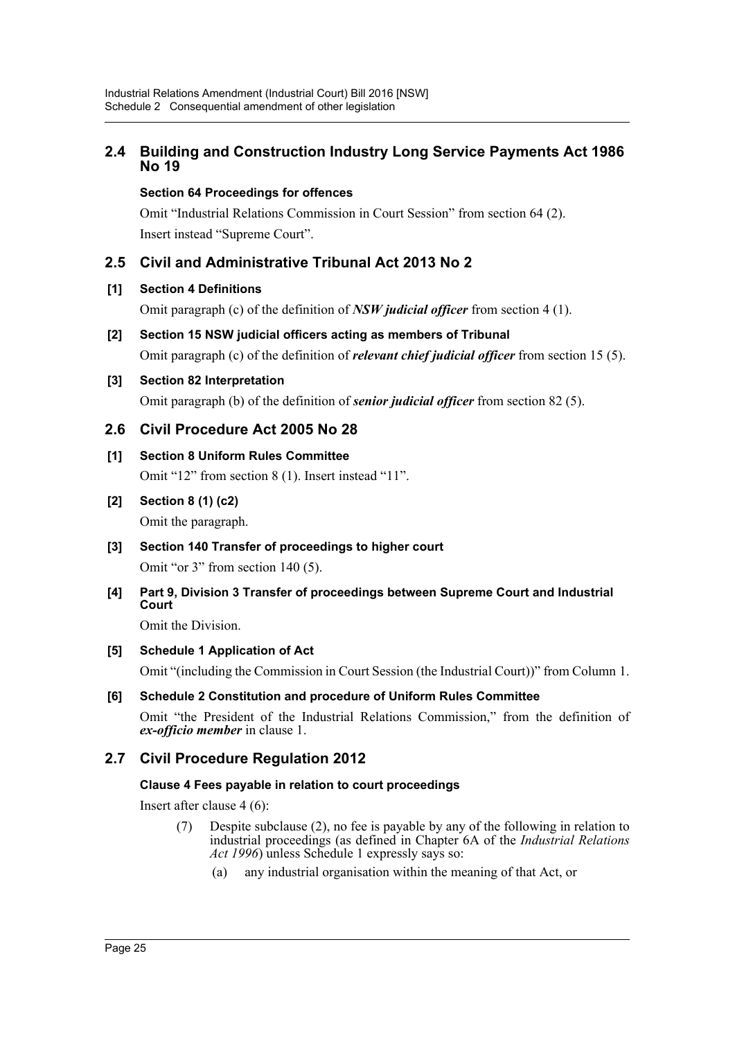## 2.4 Building and Construction Industry Long Service Payments Act 1986 No 19

**Section 64 Proceedings for offences**

Omit "Industrial Relations Commission in Court Session" from section 64 (2). Insert instead "Supreme Court".

## 2.5 Civil and Administrative Tribunal Act 2013 No 2

**[1] Section 4 Definitions**

Omit paragraph (c) of the definition of ***NSW judicial officer*** from section 4 (1).

**[2] Section 15 NSW judicial officers acting as members of Tribunal**

Omit paragraph (c) of the definition of ***relevant chief judicial officer*** from section 15 (5).

**[3] Section 82 Interpretation**

Omit paragraph (b) of the definition of ***senior judicial officer*** from section 82 (5).

## 2.6 Civil Procedure Act 2005 No 28

**[1] Section 8 Uniform Rules Committee**

Omit "12" from section 8 (1). Insert instead "11".

**[2] Section 8 (1) (c2)**

Omit the paragraph.

**[3] Section 140 Transfer of proceedings to higher court**

Omit "or 3" from section 140 (5).

**[4] Part 9, Division 3 Transfer of proceedings between Supreme Court and Industrial Court**

Omit the Division.

**[5] Schedule 1 Application of Act**

Omit "(including the Commission in Court Session (the Industrial Court))" from Column 1.

**[6] Schedule 2 Constitution and procedure of Uniform Rules Committee**

Omit "the President of the Industrial Relations Commission," from the definition of ***ex-officio member*** in clause 1.

## 2.7 Civil Procedure Regulation 2012

**Clause 4 Fees payable in relation to court proceedings**

Insert after clause 4 (6):

(7) Despite subclause (2), no fee is payable by any of the following in relation to industrial proceedings (as defined in Chapter 6A of the *Industrial Relations Act 1996*) unless Schedule 1 expressly says so:

(a) any industrial organisation within the meaning of that Act, or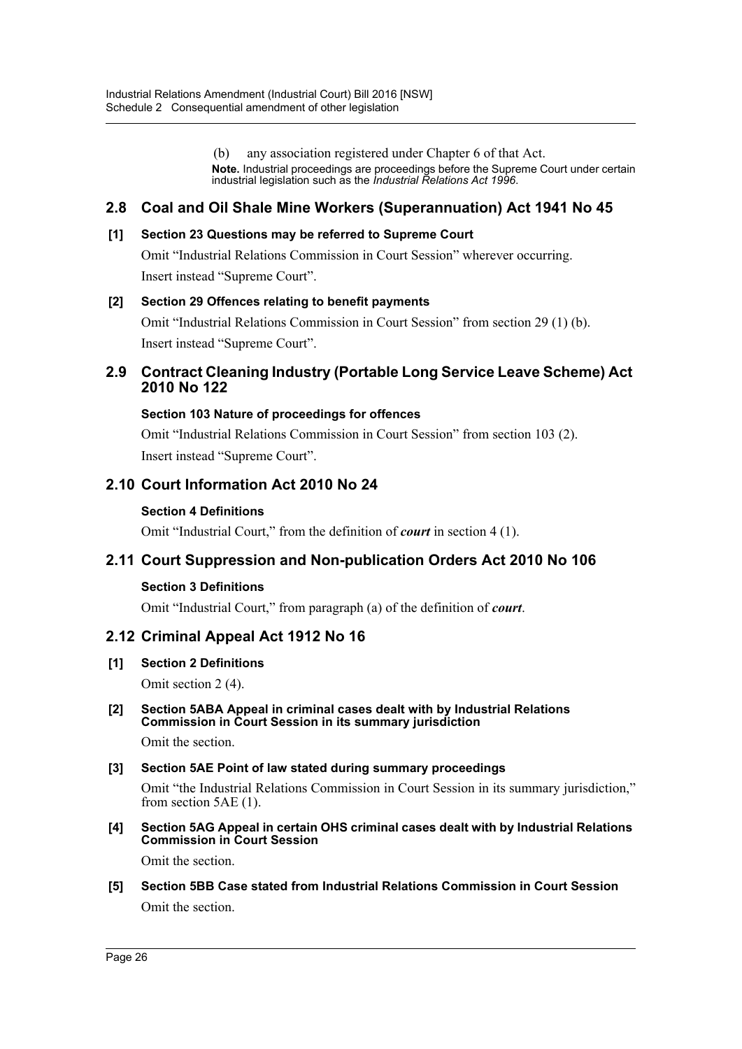(b) any association registered under Chapter 6 of that Act.

**Note.** Industrial proceedings are proceedings before the Supreme Court under certain industrial legislation such as the *Industrial Relations Act 1996*.

## 2.8 Coal and Oil Shale Mine Workers (Superannuation) Act 1941 No 45

### [1] Section 23 Questions may be referred to Supreme Court

Omit "Industrial Relations Commission in Court Session" wherever occurring.

Insert instead "Supreme Court".

### [2] Section 29 Offences relating to benefit payments

Omit "Industrial Relations Commission in Court Session" from section 29 (1) (b).

Insert instead "Supreme Court".

## 2.9 Contract Cleaning Industry (Portable Long Service Leave Scheme) Act 2010 No 122

### Section 103 Nature of proceedings for offences

Omit "Industrial Relations Commission in Court Session" from section 103 (2).

Insert instead "Supreme Court".

## 2.10 Court Information Act 2010 No 24

### Section 4 Definitions

Omit "Industrial Court," from the definition of ***court*** in section 4 (1).

## 2.11 Court Suppression and Non-publication Orders Act 2010 No 106

### Section 3 Definitions

Omit "Industrial Court," from paragraph (a) of the definition of ***court***.

## 2.12 Criminal Appeal Act 1912 No 16

### [1] Section 2 Definitions

Omit section 2 (4).

### [2] Section 5ABA Appeal in criminal cases dealt with by Industrial Relations Commission in Court Session in its summary jurisdiction

Omit the section.

### [3] Section 5AE Point of law stated during summary proceedings

Omit "the Industrial Relations Commission in Court Session in its summary jurisdiction," from section 5AE (1).

### [4] Section 5AG Appeal in certain OHS criminal cases dealt with by Industrial Relations Commission in Court Session

Omit the section.

### [5] Section 5BB Case stated from Industrial Relations Commission in Court Session

Omit the section.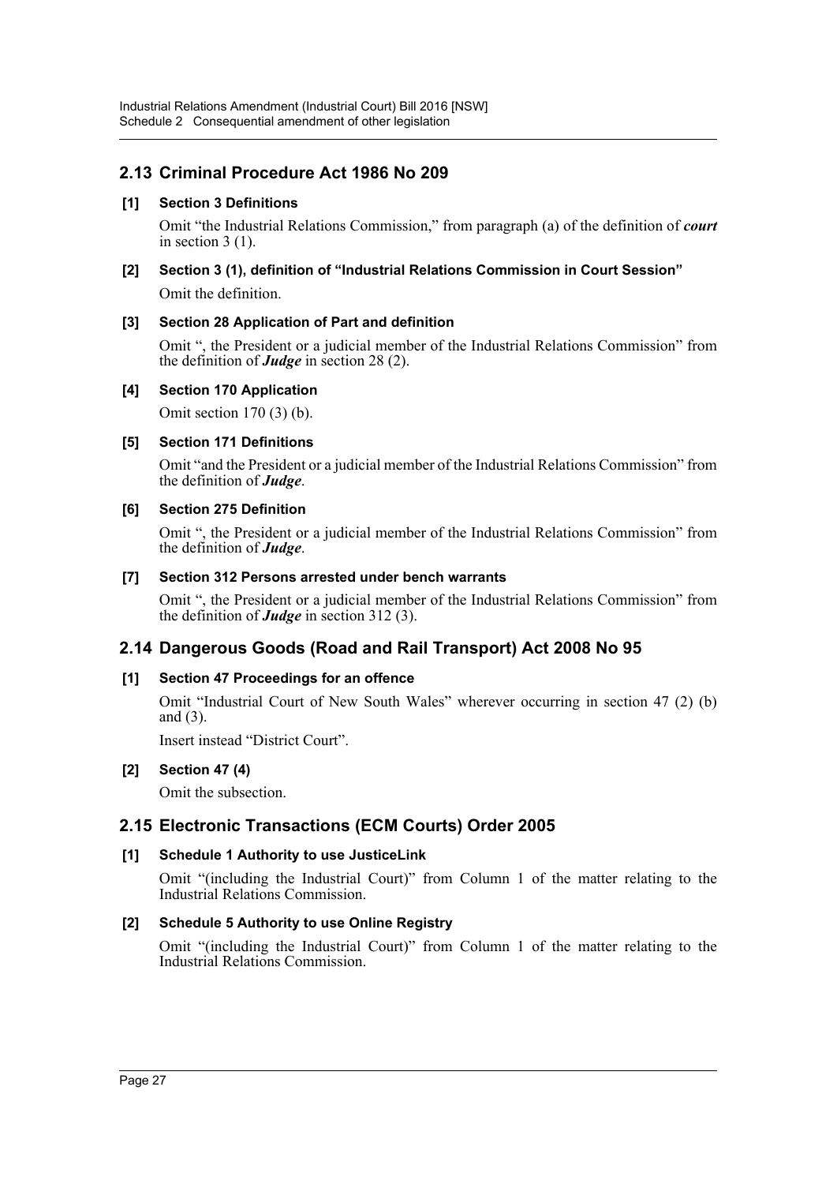## 2.13 Criminal Procedure Act 1986 No 209

### [1] Section 3 Definitions

Omit "the Industrial Relations Commission," from paragraph (a) of the definition of ***court*** in section 3 (1).

### [2] Section 3 (1), definition of "Industrial Relations Commission in Court Session"

Omit the definition.

### [3] Section 28 Application of Part and definition

Omit ", the President or a judicial member of the Industrial Relations Commission" from the definition of ***Judge*** in section 28 (2).

### [4] Section 170 Application

Omit section 170 (3) (b).

### [5] Section 171 Definitions

Omit "and the President or a judicial member of the Industrial Relations Commission" from the definition of ***Judge***.

### [6] Section 275 Definition

Omit ", the President or a judicial member of the Industrial Relations Commission" from the definition of ***Judge***.

### [7] Section 312 Persons arrested under bench warrants

Omit ", the President or a judicial member of the Industrial Relations Commission" from the definition of ***Judge*** in section 312 (3).

## 2.14 Dangerous Goods (Road and Rail Transport) Act 2008 No 95

### [1] Section 47 Proceedings for an offence

Omit "Industrial Court of New South Wales" wherever occurring in section 47 (2) (b) and (3).

Insert instead "District Court".

### [2] Section 47 (4)

Omit the subsection.

## 2.15 Electronic Transactions (ECM Courts) Order 2005

### [1] Schedule 1 Authority to use JusticeLink

Omit "(including the Industrial Court)" from Column 1 of the matter relating to the Industrial Relations Commission.

### [2] Schedule 5 Authority to use Online Registry

Omit "(including the Industrial Court)" from Column 1 of the matter relating to the Industrial Relations Commission.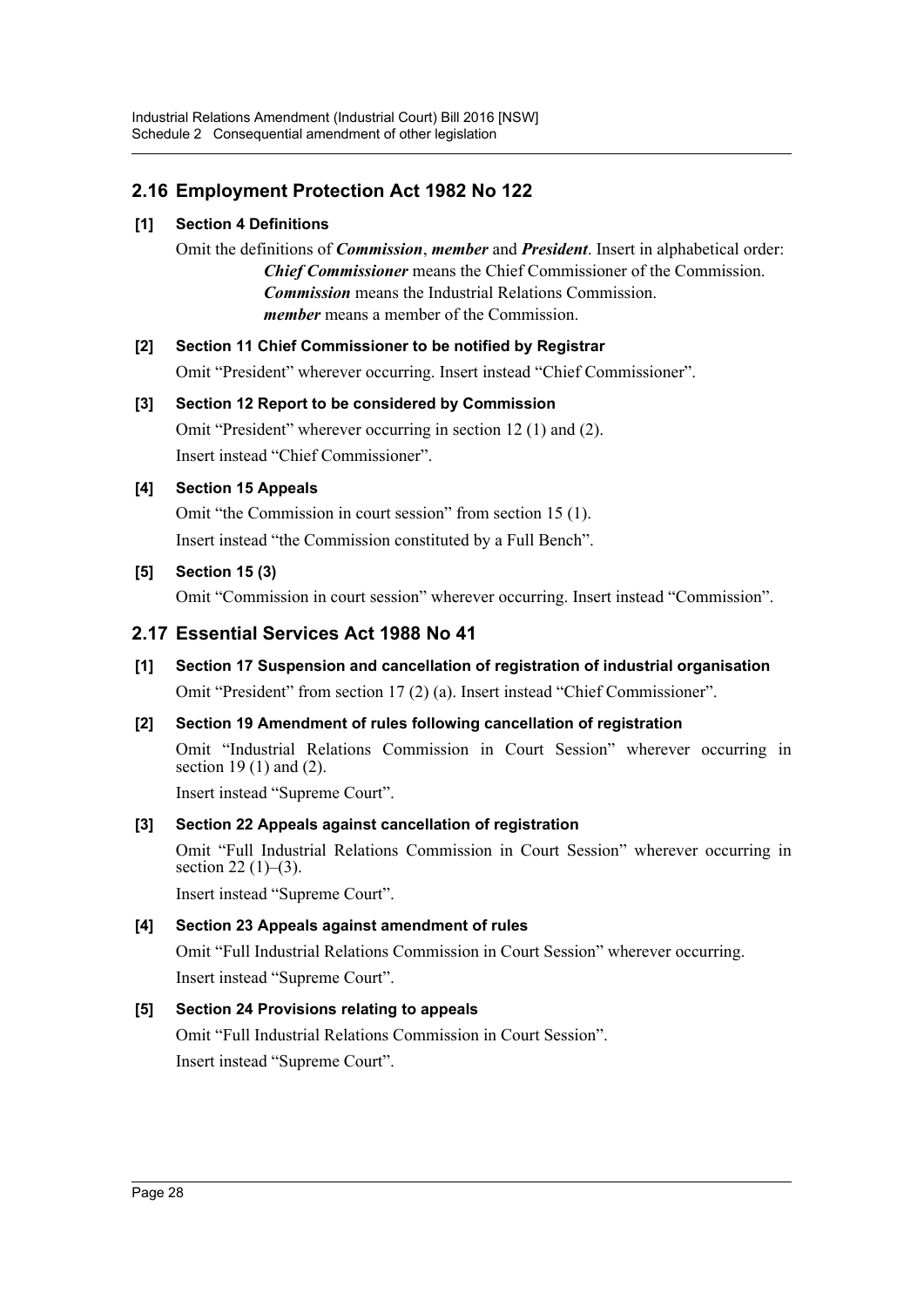## 2.16 Employment Protection Act 1982 No 122

**[1] Section 4 Definitions**

Omit the definitions of ***Commission***, ***member*** and ***President***. Insert in alphabetical order:

> ***Chief Commissioner*** means the Chief Commissioner of the Commission.
> ***Commission*** means the Industrial Relations Commission.
> ***member*** means a member of the Commission.

**[2] Section 11 Chief Commissioner to be notified by Registrar**

Omit "President" wherever occurring. Insert instead "Chief Commissioner".

**[3] Section 12 Report to be considered by Commission**

Omit "President" wherever occurring in section 12 (1) and (2).

Insert instead "Chief Commissioner".

**[4] Section 15 Appeals**

Omit "the Commission in court session" from section 15 (1).

Insert instead "the Commission constituted by a Full Bench".

**[5] Section 15 (3)**

Omit "Commission in court session" wherever occurring. Insert instead "Commission".

## 2.17 Essential Services Act 1988 No 41

**[1] Section 17 Suspension and cancellation of registration of industrial organisation**

Omit "President" from section 17 (2) (a). Insert instead "Chief Commissioner".

**[2] Section 19 Amendment of rules following cancellation of registration**

Omit "Industrial Relations Commission in Court Session" wherever occurring in section 19 (1) and (2).

Insert instead "Supreme Court".

**[3] Section 22 Appeals against cancellation of registration**

Omit "Full Industrial Relations Commission in Court Session" wherever occurring in section 22 (1)–(3).

Insert instead "Supreme Court".

**[4] Section 23 Appeals against amendment of rules**

Omit "Full Industrial Relations Commission in Court Session" wherever occurring.

Insert instead "Supreme Court".

**[5] Section 24 Provisions relating to appeals**

Omit "Full Industrial Relations Commission in Court Session".

Insert instead "Supreme Court".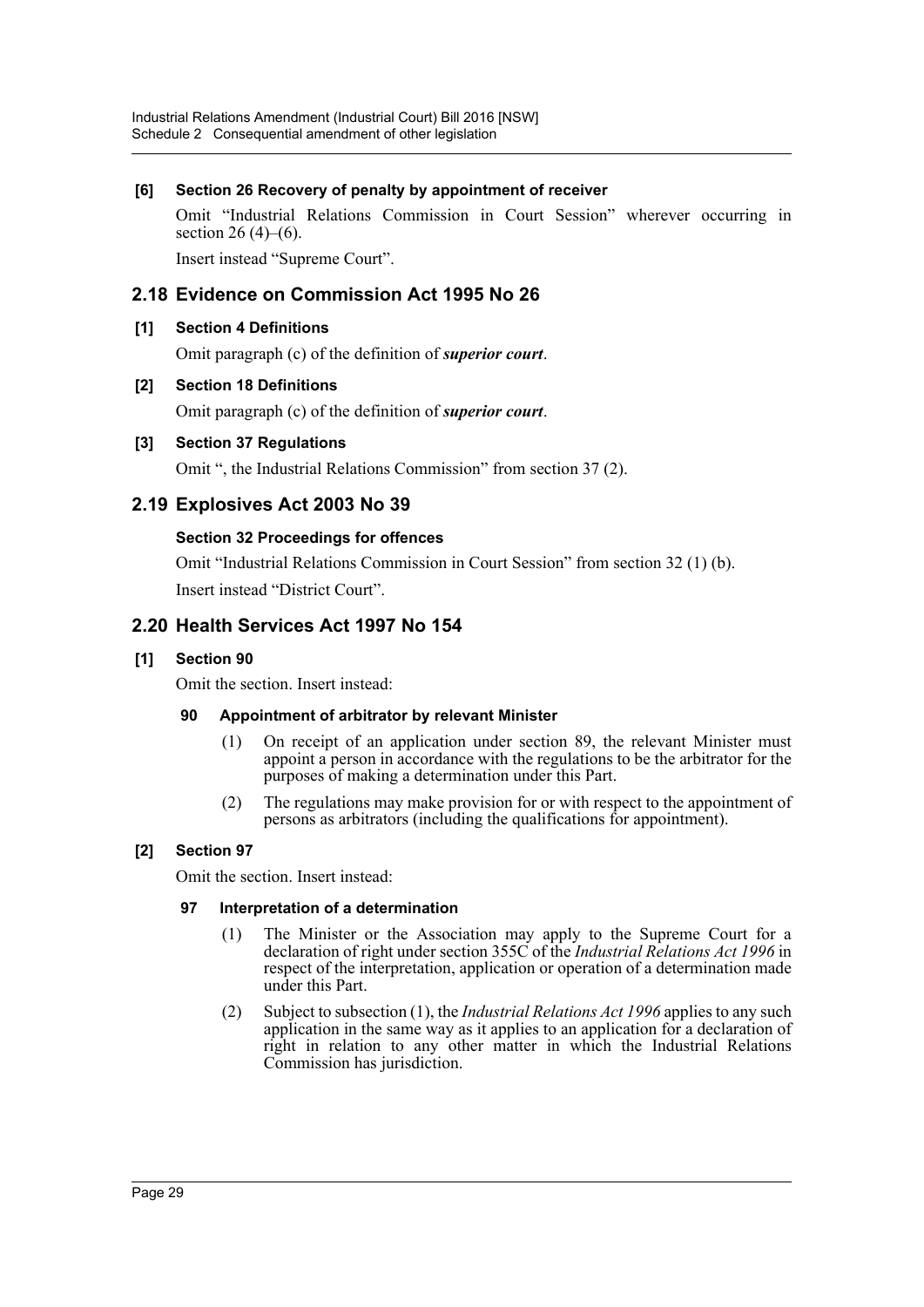**[6] Section 26 Recovery of penalty by appointment of receiver**

Omit "Industrial Relations Commission in Court Session" wherever occurring in section 26 (4)–(6).

Insert instead "Supreme Court".

## 2.18 Evidence on Commission Act 1995 No 26

**[1] Section 4 Definitions**

Omit paragraph (c) of the definition of ***superior court***.

**[2] Section 18 Definitions**

Omit paragraph (c) of the definition of ***superior court***.

**[3] Section 37 Regulations**

Omit ", the Industrial Relations Commission" from section 37 (2).

## 2.19 Explosives Act 2003 No 39

**Section 32 Proceedings for offences**

Omit "Industrial Relations Commission in Court Session" from section 32 (1) (b).

Insert instead "District Court".

## 2.20 Health Services Act 1997 No 154

**[1] Section 90**

Omit the section. Insert instead:

**90 Appointment of arbitrator by relevant Minister**

(1) On receipt of an application under section 89, the relevant Minister must appoint a person in accordance with the regulations to be the arbitrator for the purposes of making a determination under this Part.

(2) The regulations may make provision for or with respect to the appointment of persons as arbitrators (including the qualifications for appointment).

**[2] Section 97**

Omit the section. Insert instead:

**97 Interpretation of a determination**

(1) The Minister or the Association may apply to the Supreme Court for a declaration of right under section 355C of the *Industrial Relations Act 1996* in respect of the interpretation, application or operation of a determination made under this Part.

(2) Subject to subsection (1), the *Industrial Relations Act 1996* applies to any such application in the same way as it applies to an application for a declaration of right in relation to any other matter in which the Industrial Relations Commission has jurisdiction.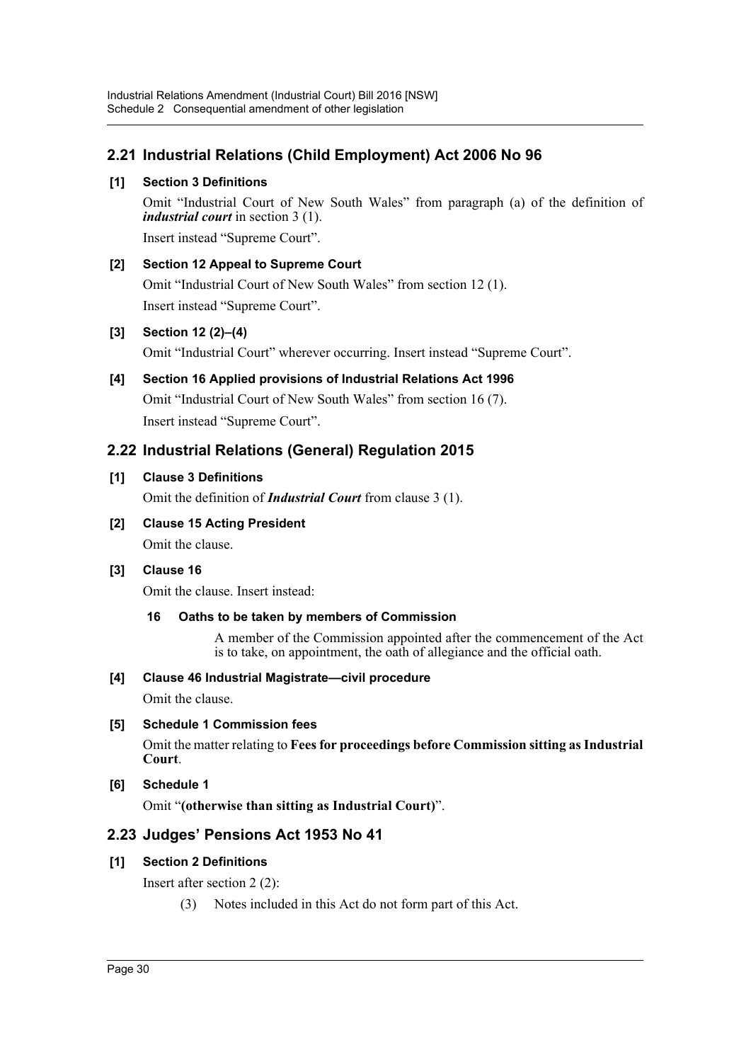## 2.21 Industrial Relations (Child Employment) Act 2006 No 96

### [1] Section 3 Definitions

Omit "Industrial Court of New South Wales" from paragraph (a) of the definition of ***industrial court*** in section 3 (1).

Insert instead "Supreme Court".

### [2] Section 12 Appeal to Supreme Court

Omit "Industrial Court of New South Wales" from section 12 (1).

Insert instead "Supreme Court".

### [3] Section 12 (2)–(4)

Omit "Industrial Court" wherever occurring. Insert instead "Supreme Court".

### [4] Section 16 Applied provisions of Industrial Relations Act 1996

Omit "Industrial Court of New South Wales" from section 16 (7).

Insert instead "Supreme Court".

## 2.22 Industrial Relations (General) Regulation 2015

### [1] Clause 3 Definitions

Omit the definition of ***Industrial Court*** from clause 3 (1).

### [2] Clause 15 Acting President

Omit the clause.

### [3] Clause 16

Omit the clause. Insert instead:

**16 Oaths to be taken by members of Commission**

A member of the Commission appointed after the commencement of the Act is to take, on appointment, the oath of allegiance and the official oath.

### [4] Clause 46 Industrial Magistrate—civil procedure

Omit the clause.

### [5] Schedule 1 Commission fees

Omit the matter relating to **Fees for proceedings before Commission sitting as Industrial Court**.

### [6] Schedule 1

Omit "**(otherwise than sitting as Industrial Court)**".

## 2.23 Judges' Pensions Act 1953 No 41

### [1] Section 2 Definitions

Insert after section 2 (2):

(3) Notes included in this Act do not form part of this Act.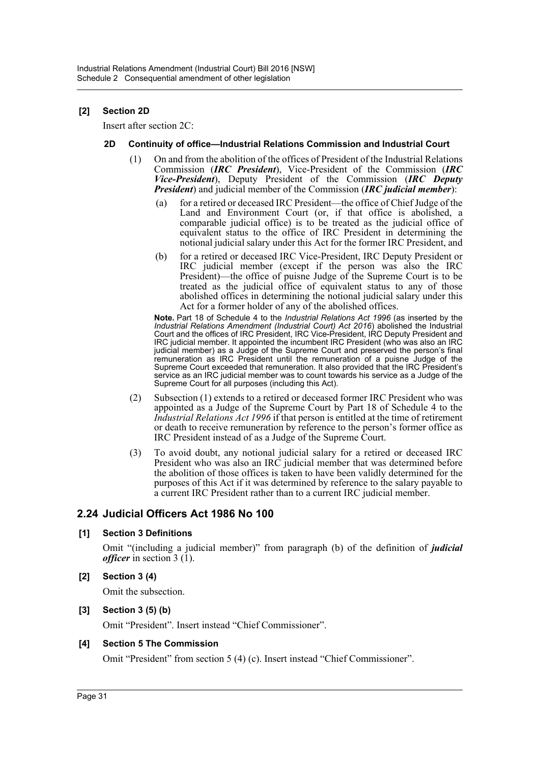**[2] Section 2D**

Insert after section 2C:

**2D Continuity of office—Industrial Relations Commission and Industrial Court**

(1) On and from the abolition of the offices of President of the Industrial Relations Commission (***IRC President***), Vice-President of the Commission (***IRC Vice-President***), Deputy President of the Commission (***IRC Deputy President***) and judicial member of the Commission (***IRC judicial member***):

(a) for a retired or deceased IRC President—the office of Chief Judge of the Land and Environment Court (or, if that office is abolished, a comparable judicial office) is to be treated as the judicial office of equivalent status to the office of IRC President in determining the notional judicial salary under this Act for the former IRC President, and

(b) for a retired or deceased IRC Vice-President, IRC Deputy President or IRC judicial member (except if the person was also the IRC President)—the office of puisne Judge of the Supreme Court is to be treated as the judicial office of equivalent status to any of those abolished offices in determining the notional judicial salary under this Act for a former holder of any of the abolished offices.

**Note.** Part 18 of Schedule 4 to the *Industrial Relations Act 1996* (as inserted by the *Industrial Relations Amendment (Industrial Court) Act 2016*) abolished the Industrial Court and the offices of IRC President, IRC Vice-President, IRC Deputy President and IRC judicial member. It appointed the incumbent IRC President (who was also an IRC judicial member) as a Judge of the Supreme Court and preserved the person's final remuneration as IRC President until the remuneration of a puisne Judge of the Supreme Court exceeded that remuneration. It also provided that the IRC President's service as an IRC judicial member was to count towards his service as a Judge of the Supreme Court for all purposes (including this Act).

(2) Subsection (1) extends to a retired or deceased former IRC President who was appointed as a Judge of the Supreme Court by Part 18 of Schedule 4 to the *Industrial Relations Act 1996* if that person is entitled at the time of retirement or death to receive remuneration by reference to the person's former office as IRC President instead of as a Judge of the Supreme Court.

(3) To avoid doubt, any notional judicial salary for a retired or deceased IRC President who was also an IRC judicial member that was determined before the abolition of those offices is taken to have been validly determined for the purposes of this Act if it was determined by reference to the salary payable to a current IRC President rather than to a current IRC judicial member.

## 2.24 Judicial Officers Act 1986 No 100

**[1] Section 3 Definitions**

Omit "(including a judicial member)" from paragraph (b) of the definition of ***judicial officer*** in section 3 (1).

**[2] Section 3 (4)**

Omit the subsection.

**[3] Section 3 (5) (b)**

Omit "President". Insert instead "Chief Commissioner".

**[4] Section 5 The Commission**

Omit "President" from section 5 (4) (c). Insert instead "Chief Commissioner".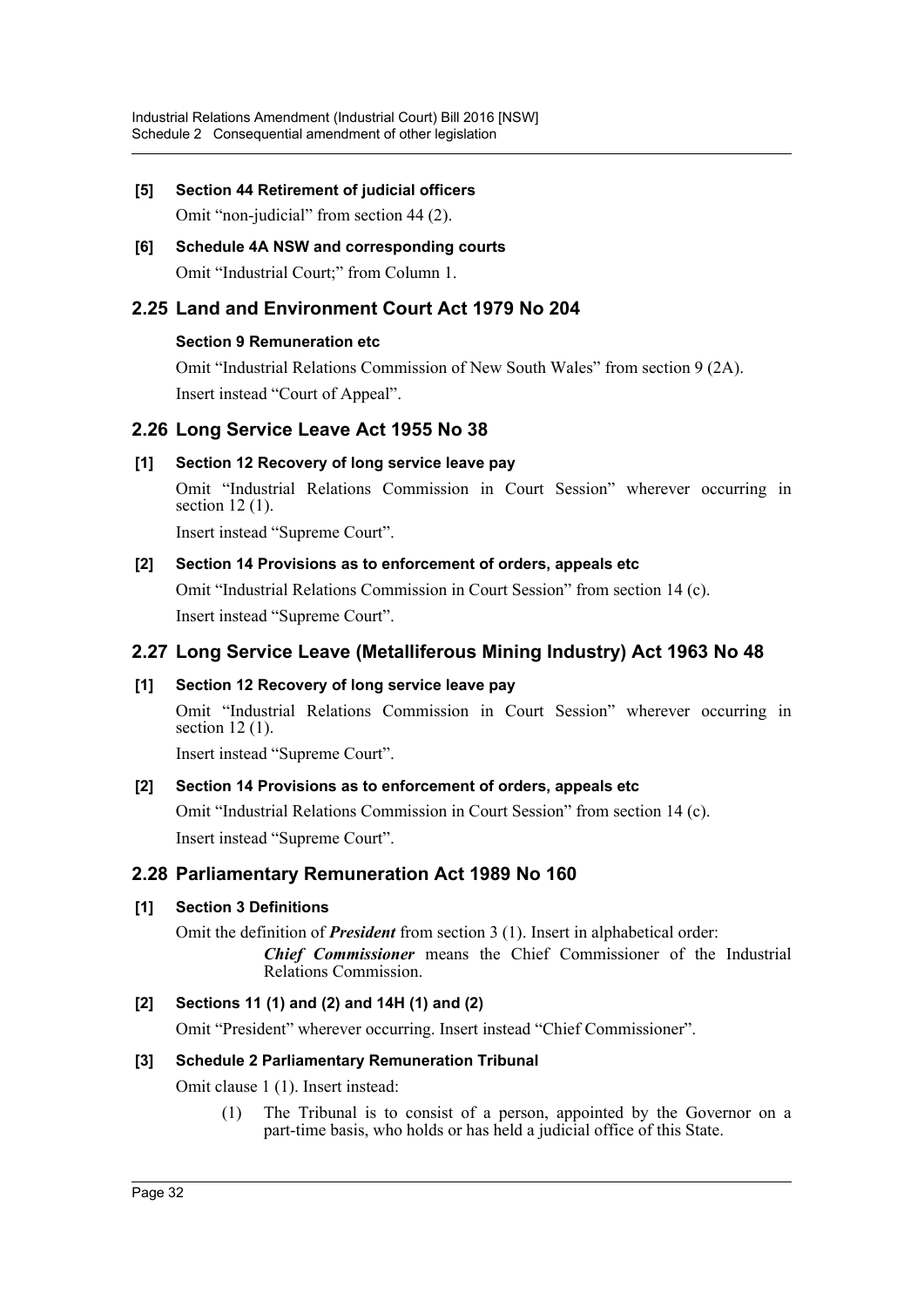**[5] Section 44 Retirement of judicial officers**

Omit "non-judicial" from section 44 (2).

**[6] Schedule 4A NSW and corresponding courts**

Omit "Industrial Court;" from Column 1.

## 2.25 Land and Environment Court Act 1979 No 204

**Section 9 Remuneration etc**

Omit "Industrial Relations Commission of New South Wales" from section 9 (2A).

Insert instead "Court of Appeal".

## 2.26 Long Service Leave Act 1955 No 38

**[1] Section 12 Recovery of long service leave pay**

Omit "Industrial Relations Commission in Court Session" wherever occurring in section 12 (1).

Insert instead "Supreme Court".

**[2] Section 14 Provisions as to enforcement of orders, appeals etc**

Omit "Industrial Relations Commission in Court Session" from section 14 (c).

Insert instead "Supreme Court".

## 2.27 Long Service Leave (Metalliferous Mining Industry) Act 1963 No 48

**[1] Section 12 Recovery of long service leave pay**

Omit "Industrial Relations Commission in Court Session" wherever occurring in section 12 (1).

Insert instead "Supreme Court".

**[2] Section 14 Provisions as to enforcement of orders, appeals etc**

Omit "Industrial Relations Commission in Court Session" from section 14 (c).

Insert instead "Supreme Court".

## 2.28 Parliamentary Remuneration Act 1989 No 160

**[1] Section 3 Definitions**

Omit the definition of ***President*** from section 3 (1). Insert in alphabetical order:

> ***Chief Commissioner*** means the Chief Commissioner of the Industrial Relations Commission.

**[2] Sections 11 (1) and (2) and 14H (1) and (2)**

Omit "President" wherever occurring. Insert instead "Chief Commissioner".

**[3] Schedule 2 Parliamentary Remuneration Tribunal**

Omit clause 1 (1). Insert instead:

> (1) The Tribunal is to consist of a person, appointed by the Governor on a part-time basis, who holds or has held a judicial office of this State.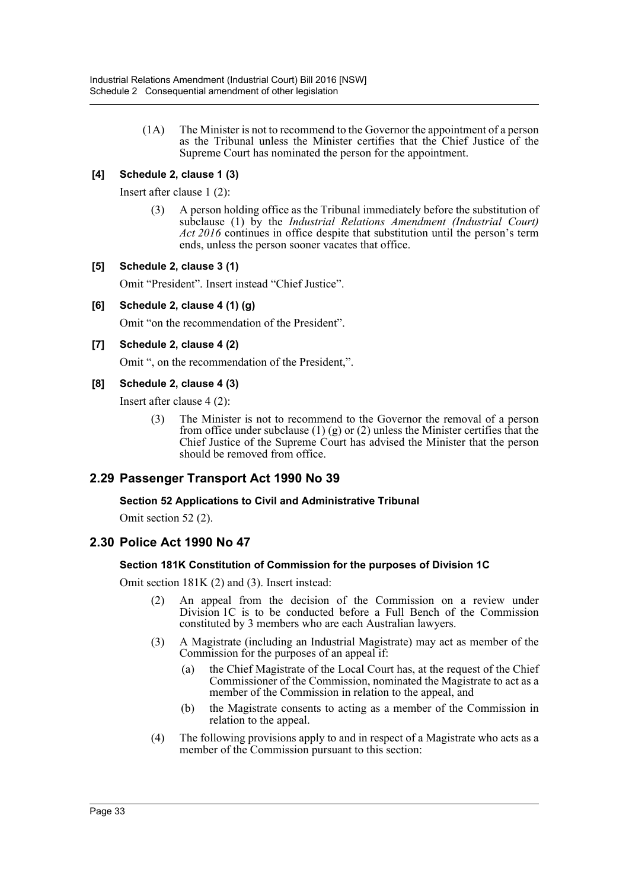(1A) The Minister is not to recommend to the Governor the appointment of a person as the Tribunal unless the Minister certifies that the Chief Justice of the Supreme Court has nominated the person for the appointment.

**[4] Schedule 2, clause 1 (3)**

Insert after clause 1 (2):

(3) A person holding office as the Tribunal immediately before the substitution of subclause (1) by the *Industrial Relations Amendment (Industrial Court) Act 2016* continues in office despite that substitution until the person's term ends, unless the person sooner vacates that office.

**[5] Schedule 2, clause 3 (1)**

Omit "President". Insert instead "Chief Justice".

**[6] Schedule 2, clause 4 (1) (g)**

Omit "on the recommendation of the President".

**[7] Schedule 2, clause 4 (2)**

Omit ", on the recommendation of the President,".

**[8] Schedule 2, clause 4 (3)**

Insert after clause 4 (2):

(3) The Minister is not to recommend to the Governor the removal of a person from office under subclause (1) (g) or (2) unless the Minister certifies that the Chief Justice of the Supreme Court has advised the Minister that the person should be removed from office.

## 2.29 Passenger Transport Act 1990 No 39

**Section 52 Applications to Civil and Administrative Tribunal**

Omit section 52 (2).

## 2.30 Police Act 1990 No 47

**Section 181K Constitution of Commission for the purposes of Division 1C**

Omit section 181K (2) and (3). Insert instead:

(2) An appeal from the decision of the Commission on a review under Division 1C is to be conducted before a Full Bench of the Commission constituted by 3 members who are each Australian lawyers.

(3) A Magistrate (including an Industrial Magistrate) may act as member of the Commission for the purposes of an appeal if:

(a) the Chief Magistrate of the Local Court has, at the request of the Chief Commissioner of the Commission, nominated the Magistrate to act as a member of the Commission in relation to the appeal, and

(b) the Magistrate consents to acting as a member of the Commission in relation to the appeal.

(4) The following provisions apply to and in respect of a Magistrate who acts as a member of the Commission pursuant to this section: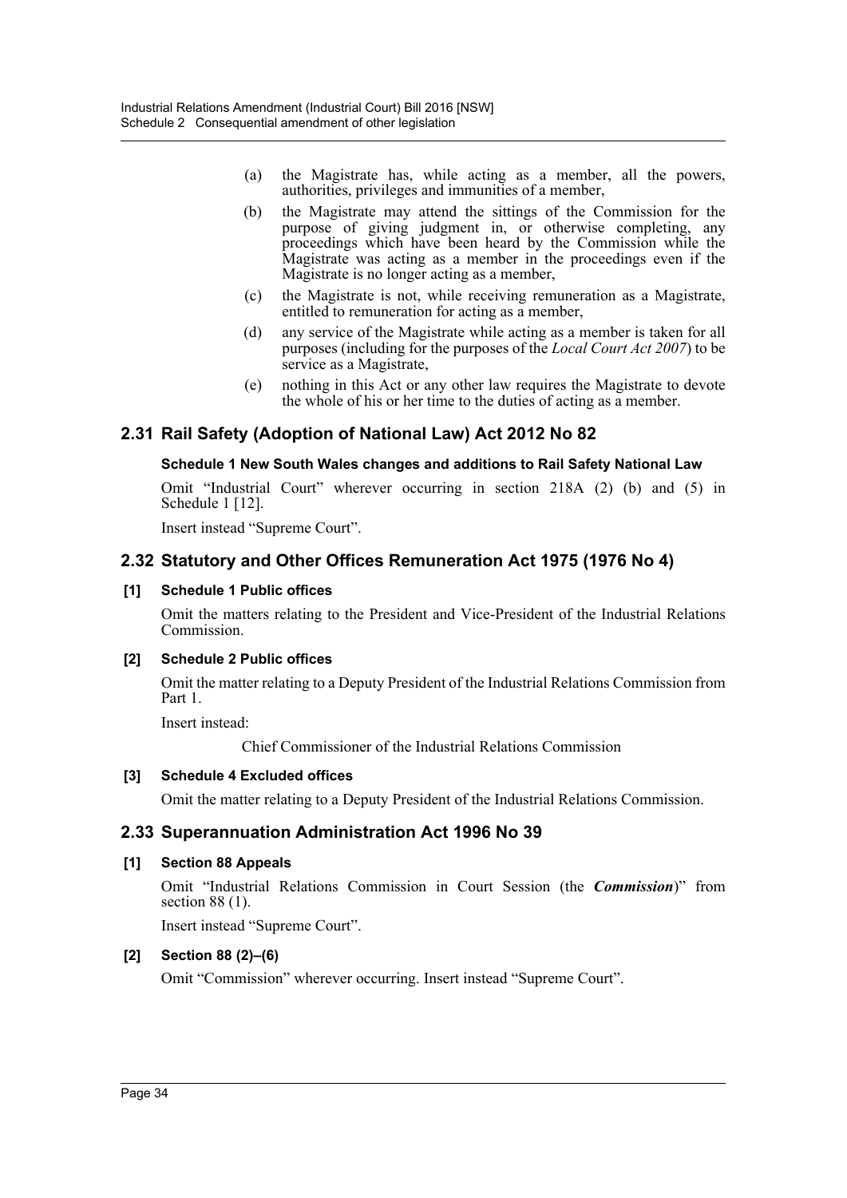(a) the Magistrate has, while acting as a member, all the powers, authorities, privileges and immunities of a member,

(b) the Magistrate may attend the sittings of the Commission for the purpose of giving judgment in, or otherwise completing, any proceedings which have been heard by the Commission while the Magistrate was acting as a member in the proceedings even if the Magistrate is no longer acting as a member,

(c) the Magistrate is not, while receiving remuneration as a Magistrate, entitled to remuneration for acting as a member,

(d) any service of the Magistrate while acting as a member is taken for all purposes (including for the purposes of the *Local Court Act 2007*) to be service as a Magistrate,

(e) nothing in this Act or any other law requires the Magistrate to devote the whole of his or her time to the duties of acting as a member.

## 2.31 Rail Safety (Adoption of National Law) Act 2012 No 82

#### Schedule 1 New South Wales changes and additions to Rail Safety National Law

Omit "Industrial Court" wherever occurring in section 218A (2) (b) and (5) in Schedule 1 [12].

Insert instead "Supreme Court".

## 2.32 Statutory and Other Offices Remuneration Act 1975 (1976 No 4)

#### [1] Schedule 1 Public offices

Omit the matters relating to the President and Vice-President of the Industrial Relations Commission.

#### [2] Schedule 2 Public offices

Omit the matter relating to a Deputy President of the Industrial Relations Commission from Part 1.

Insert instead:

Chief Commissioner of the Industrial Relations Commission

#### [3] Schedule 4 Excluded offices

Omit the matter relating to a Deputy President of the Industrial Relations Commission.

## 2.33 Superannuation Administration Act 1996 No 39

#### [1] Section 88 Appeals

Omit "Industrial Relations Commission in Court Session (the ***Commission***)" from section 88 (1).

Insert instead "Supreme Court".

#### [2] Section 88 (2)–(6)

Omit "Commission" wherever occurring. Insert instead "Supreme Court".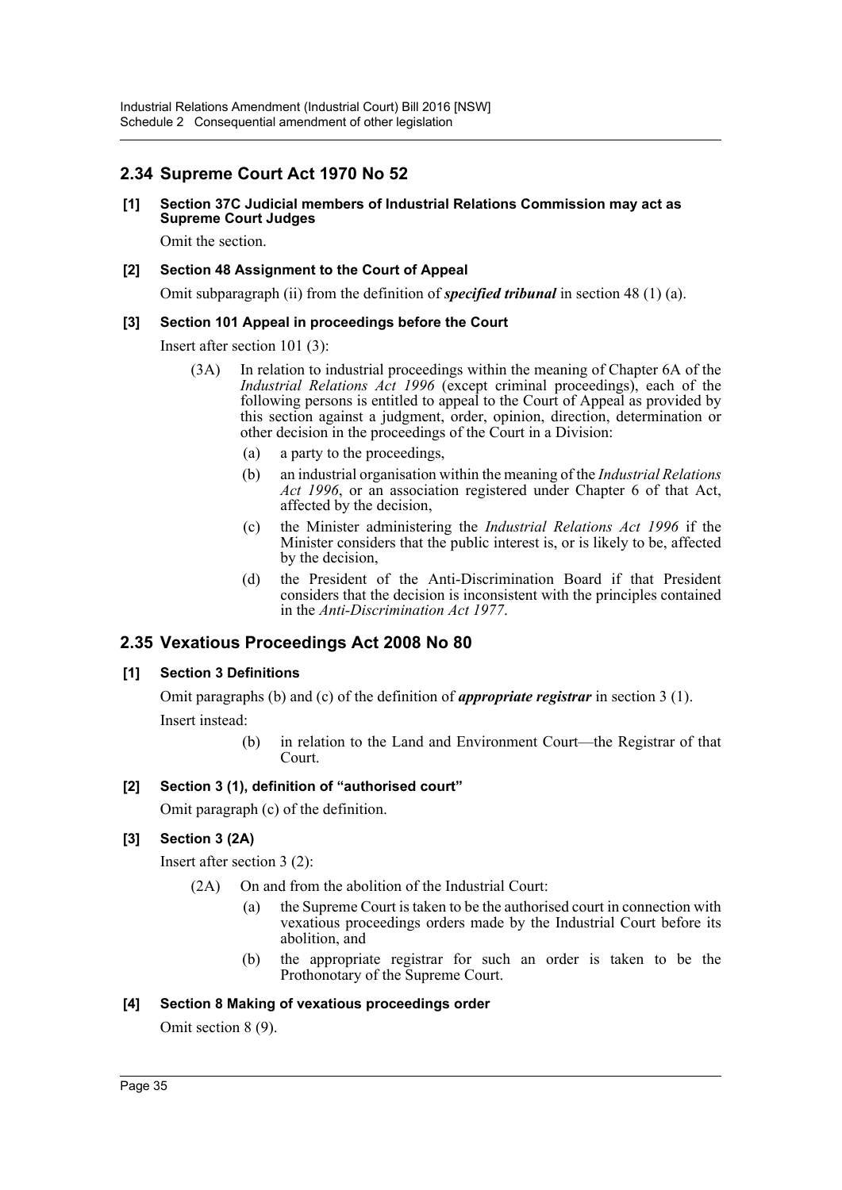## 2.34 Supreme Court Act 1970 No 52

**[1] Section 37C Judicial members of Industrial Relations Commission may act as Supreme Court Judges**

Omit the section.

**[2] Section 48 Assignment to the Court of Appeal**

Omit subparagraph (ii) from the definition of ***specified tribunal*** in section 48 (1) (a).

**[3] Section 101 Appeal in proceedings before the Court**

Insert after section 101 (3):

> (3A) In relation to industrial proceedings within the meaning of Chapter 6A of the *Industrial Relations Act 1996* (except criminal proceedings), each of the following persons is entitled to appeal to the Court of Appeal as provided by this section against a judgment, order, opinion, direction, determination or other decision in the proceedings of the Court in a Division:
>
> (a) a party to the proceedings,
>
> (b) an industrial organisation within the meaning of the *Industrial Relations Act 1996*, or an association registered under Chapter 6 of that Act, affected by the decision,
>
> (c) the Minister administering the *Industrial Relations Act 1996* if the Minister considers that the public interest is, or is likely to be, affected by the decision,
>
> (d) the President of the Anti-Discrimination Board if that President considers that the decision is inconsistent with the principles contained in the *Anti-Discrimination Act 1977*.

## 2.35 Vexatious Proceedings Act 2008 No 80

**[1] Section 3 Definitions**

Omit paragraphs (b) and (c) of the definition of ***appropriate registrar*** in section 3 (1).

Insert instead:

> (b) in relation to the Land and Environment Court—the Registrar of that Court.

**[2] Section 3 (1), definition of "authorised court"**

Omit paragraph (c) of the definition.

**[3] Section 3 (2A)**

Insert after section 3 (2):

> (2A) On and from the abolition of the Industrial Court:
>
> (a) the Supreme Court is taken to be the authorised court in connection with vexatious proceedings orders made by the Industrial Court before its abolition, and
>
> (b) the appropriate registrar for such an order is taken to be the Prothonotary of the Supreme Court.

**[4] Section 8 Making of vexatious proceedings order**

Omit section 8 (9).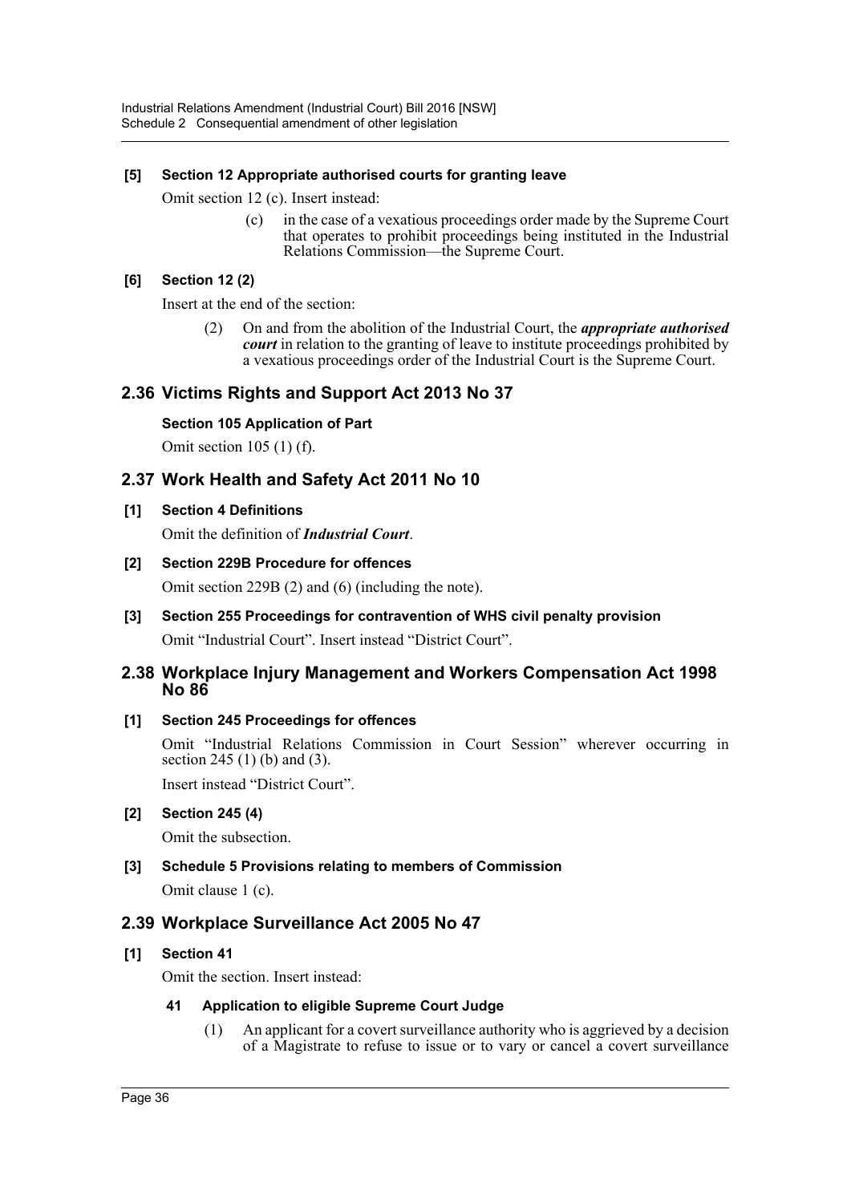**[5] Section 12 Appropriate authorised courts for granting leave**

Omit section 12 (c). Insert instead:

> (c) in the case of a vexatious proceedings order made by the Supreme Court that operates to prohibit proceedings being instituted in the Industrial Relations Commission—the Supreme Court.

**[6] Section 12 (2)**

Insert at the end of the section:

> (2) On and from the abolition of the Industrial Court, the ***appropriate authorised court*** in relation to the granting of leave to institute proceedings prohibited by a vexatious proceedings order of the Industrial Court is the Supreme Court.

## 2.36 Victims Rights and Support Act 2013 No 37

**Section 105 Application of Part**

Omit section 105 (1) (f).

## 2.37 Work Health and Safety Act 2011 No 10

**[1] Section 4 Definitions**

Omit the definition of ***Industrial Court***.

**[2] Section 229B Procedure for offences**

Omit section 229B (2) and (6) (including the note).

**[3] Section 255 Proceedings for contravention of WHS civil penalty provision**

Omit "Industrial Court". Insert instead "District Court".

## 2.38 Workplace Injury Management and Workers Compensation Act 1998 No 86

**[1] Section 245 Proceedings for offences**

Omit "Industrial Relations Commission in Court Session" wherever occurring in section 245 (1) (b) and (3).

Insert instead "District Court".

**[2] Section 245 (4)**

Omit the subsection.

**[3] Schedule 5 Provisions relating to members of Commission**

Omit clause 1 (c).

## 2.39 Workplace Surveillance Act 2005 No 47

**[1] Section 41**

Omit the section. Insert instead:

> **41 Application to eligible Supreme Court Judge**
>
> (1) An applicant for a covert surveillance authority who is aggrieved by a decision of a Magistrate to refuse to issue or to vary or cancel a covert surveillance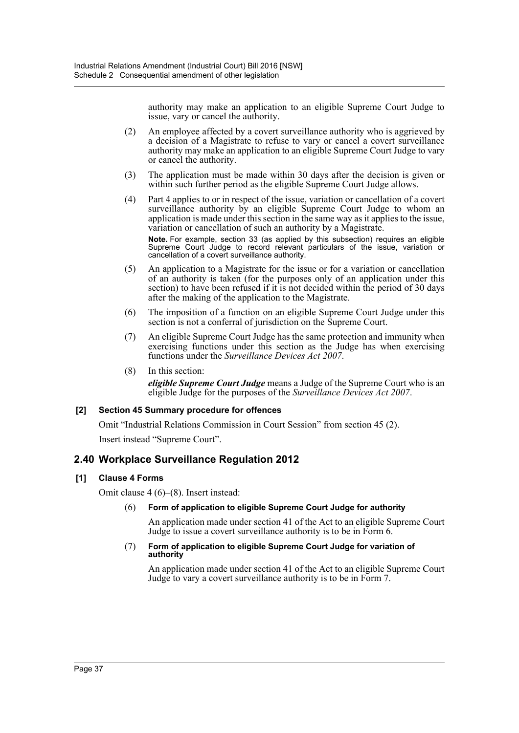authority may make an application to an eligible Supreme Court Judge to issue, vary or cancel the authority.

(2) An employee affected by a covert surveillance authority who is aggrieved by a decision of a Magistrate to refuse to vary or cancel a covert surveillance authority may make an application to an eligible Supreme Court Judge to vary or cancel the authority.

(3) The application must be made within 30 days after the decision is given or within such further period as the eligible Supreme Court Judge allows.

(4) Part 4 applies to or in respect of the issue, variation or cancellation of a covert surveillance authority by an eligible Supreme Court Judge to whom an application is made under this section in the same way as it applies to the issue, variation or cancellation of such an authority by a Magistrate.

**Note.** For example, section 33 (as applied by this subsection) requires an eligible Supreme Court Judge to record relevant particulars of the issue, variation or cancellation of a covert surveillance authority.

(5) An application to a Magistrate for the issue or for a variation or cancellation of an authority is taken (for the purposes only of an application under this section) to have been refused if it is not decided within the period of 30 days after the making of the application to the Magistrate.

(6) The imposition of a function on an eligible Supreme Court Judge under this section is not a conferral of jurisdiction on the Supreme Court.

(7) An eligible Supreme Court Judge has the same protection and immunity when exercising functions under this section as the Judge has when exercising functions under the *Surveillance Devices Act 2007*.

(8) In this section:

***eligible Supreme Court Judge*** means a Judge of the Supreme Court who is an eligible Judge for the purposes of the *Surveillance Devices Act 2007*.

#### [2] Section 45 Summary procedure for offences

Omit "Industrial Relations Commission in Court Session" from section 45 (2).

Insert instead "Supreme Court".

### 2.40 Workplace Surveillance Regulation 2012

#### [1] Clause 4 Forms

Omit clause 4 (6)–(8). Insert instead:

(6) **Form of application to eligible Supreme Court Judge for authority**

An application made under section 41 of the Act to an eligible Supreme Court Judge to issue a covert surveillance authority is to be in Form 6.

(7) **Form of application to eligible Supreme Court Judge for variation of authority**

An application made under section 41 of the Act to an eligible Supreme Court Judge to vary a covert surveillance authority is to be in Form 7.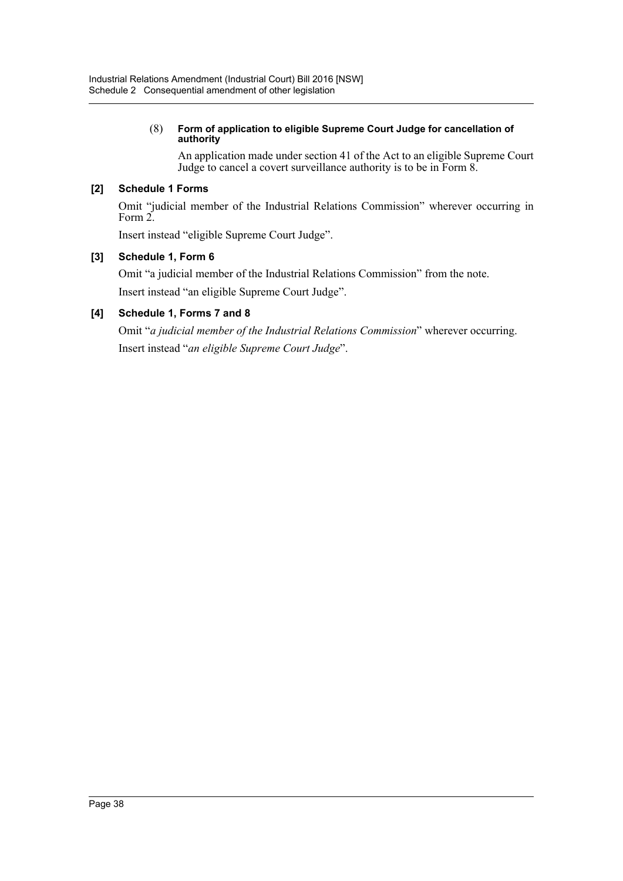(8) **Form of application to eligible Supreme Court Judge for cancellation of authority**

An application made under section 41 of the Act to an eligible Supreme Court Judge to cancel a covert surveillance authority is to be in Form 8.

**[2] Schedule 1 Forms**

Omit "judicial member of the Industrial Relations Commission" wherever occurring in Form 2.

Insert instead "eligible Supreme Court Judge".

**[3] Schedule 1, Form 6**

Omit "a judicial member of the Industrial Relations Commission" from the note.

Insert instead "an eligible Supreme Court Judge".

**[4] Schedule 1, Forms 7 and 8**

Omit "*a judicial member of the Industrial Relations Commission*" wherever occurring.

Insert instead "*an eligible Supreme Court Judge*".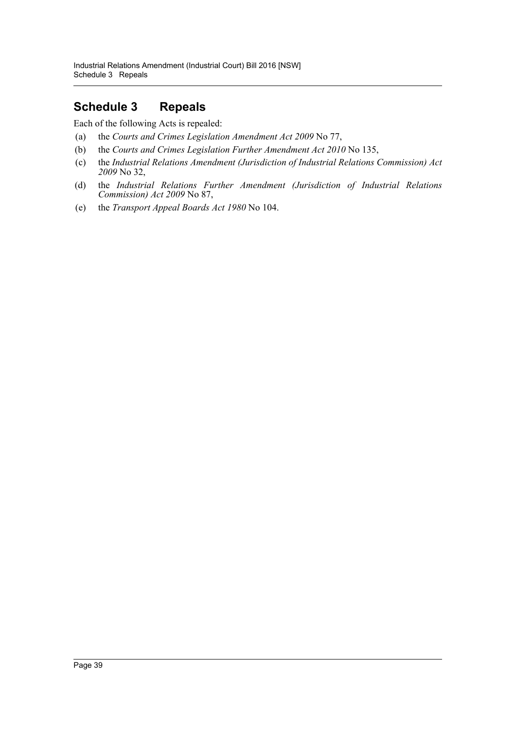## Schedule 3 Repeals

Each of the following Acts is repealed:

(a) the *Courts and Crimes Legislation Amendment Act 2009* No 77,

(b) the *Courts and Crimes Legislation Further Amendment Act 2010* No 135,

(c) the *Industrial Relations Amendment (Jurisdiction of Industrial Relations Commission) Act 2009* No 32,

(d) the *Industrial Relations Further Amendment (Jurisdiction of Industrial Relations Commission) Act 2009* No 87,

(e) the *Transport Appeal Boards Act 1980* No 104.